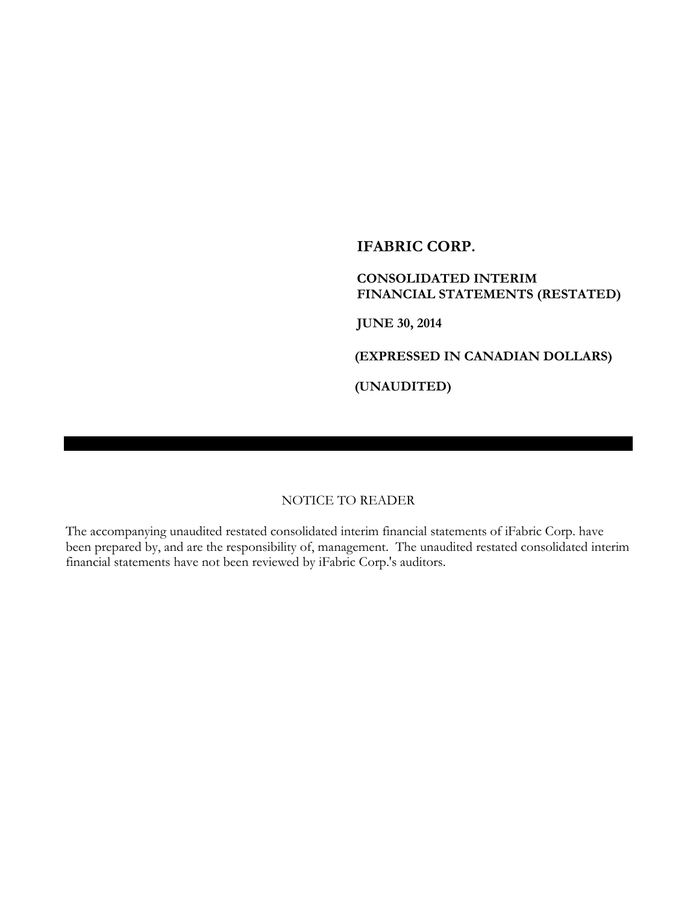# IFABRIC CORP.

## CONSOLIDATED INTERIM FINANCIAL STATEMENTS (RESTATED)

**JUNE 30, 2014**

**(EXPRESSED IN CANADIAN DOLLARS)**

**(UNAUDITED)**

---

NOTICE TO READER

The accompanying unaudited restated consolidated interim financial statements of iFabric Corp. have been prepared by, and are the responsibility of, management. The unaudited restated consolidated interim financial statements have not been reviewed by iFabric Corp.'s auditors.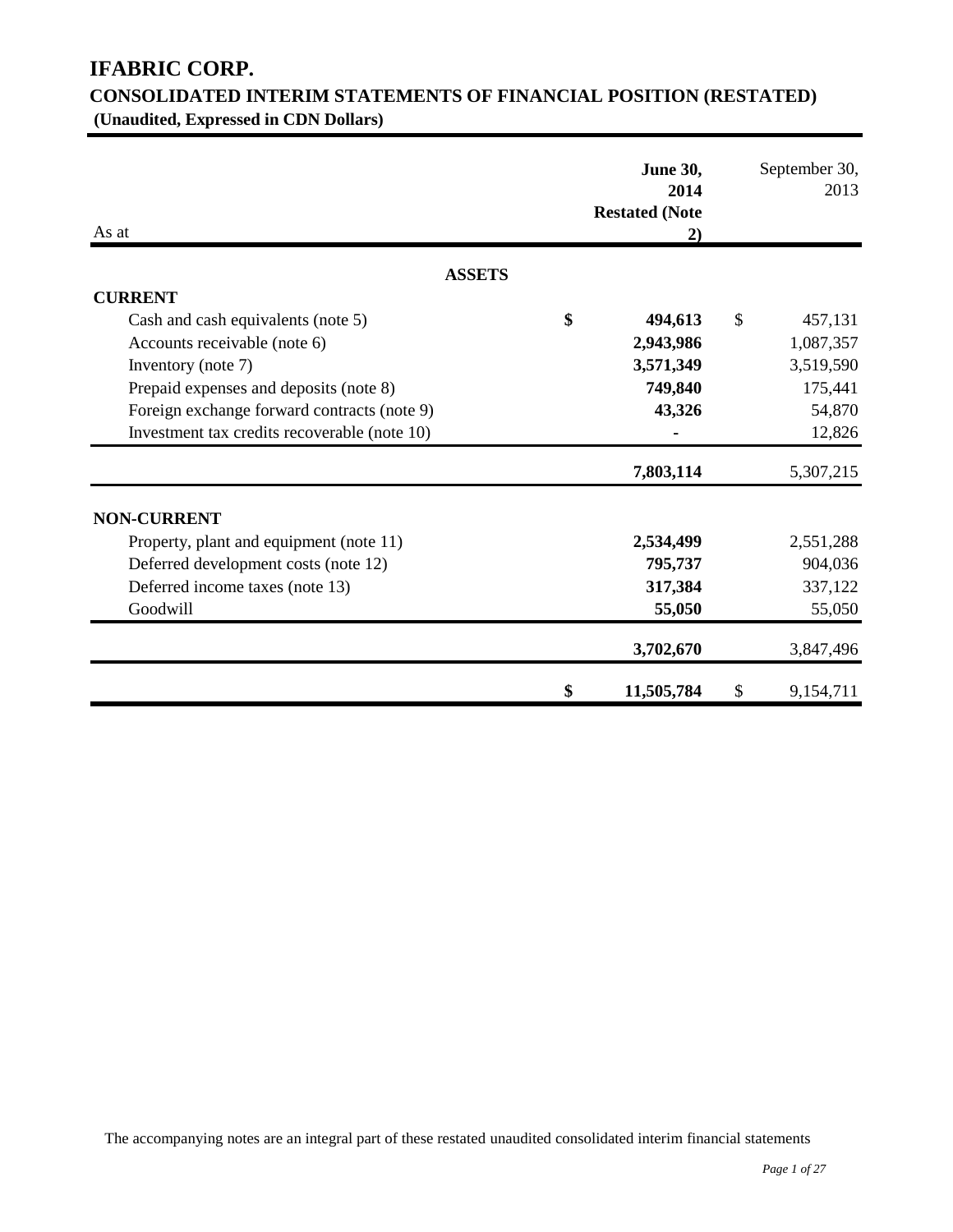# IFABRIC CORP.

## CONSOLIDATED INTERIM STATEMENTS OF FINANCIAL POSITION (RESTATED)

**(Unaudited, Expressed in CDN Dollars)**

| As at | **June 30, 2014 Restated (Note 2)** | September 30, 2013 |
|---|---|---|
| **ASSETS** | | |
| **CURRENT** | | |
| Cash and cash equivalents (note 5) | **$ 494,613** | $ 457,131 |
| Accounts receivable (note 6) | **2,943,986** | 1,087,357 |
| Inventory (note 7) | **3,571,349** | 3,519,590 |
| Prepaid expenses and deposits (note 8) | **749,840** | 175,441 |
| Foreign exchange forward contracts (note 9) | **43,326** | 54,870 |
| Investment tax credits recoverable (note 10) | **-** | 12,826 |
| | **7,803,114** | 5,307,215 |
| **NON-CURRENT** | | |
| Property, plant and equipment (note 11) | **2,534,499** | 2,551,288 |
| Deferred development costs (note 12) | **795,737** | 904,036 |
| Deferred income taxes (note 13) | **317,384** | 337,122 |
| Goodwill | **55,050** | 55,050 |
| | **3,702,670** | 3,847,496 |
| | **$ 11,505,784** | $ 9,154,711 |

The accompanying notes are an integral part of these restated unaudited consolidated interim financial statements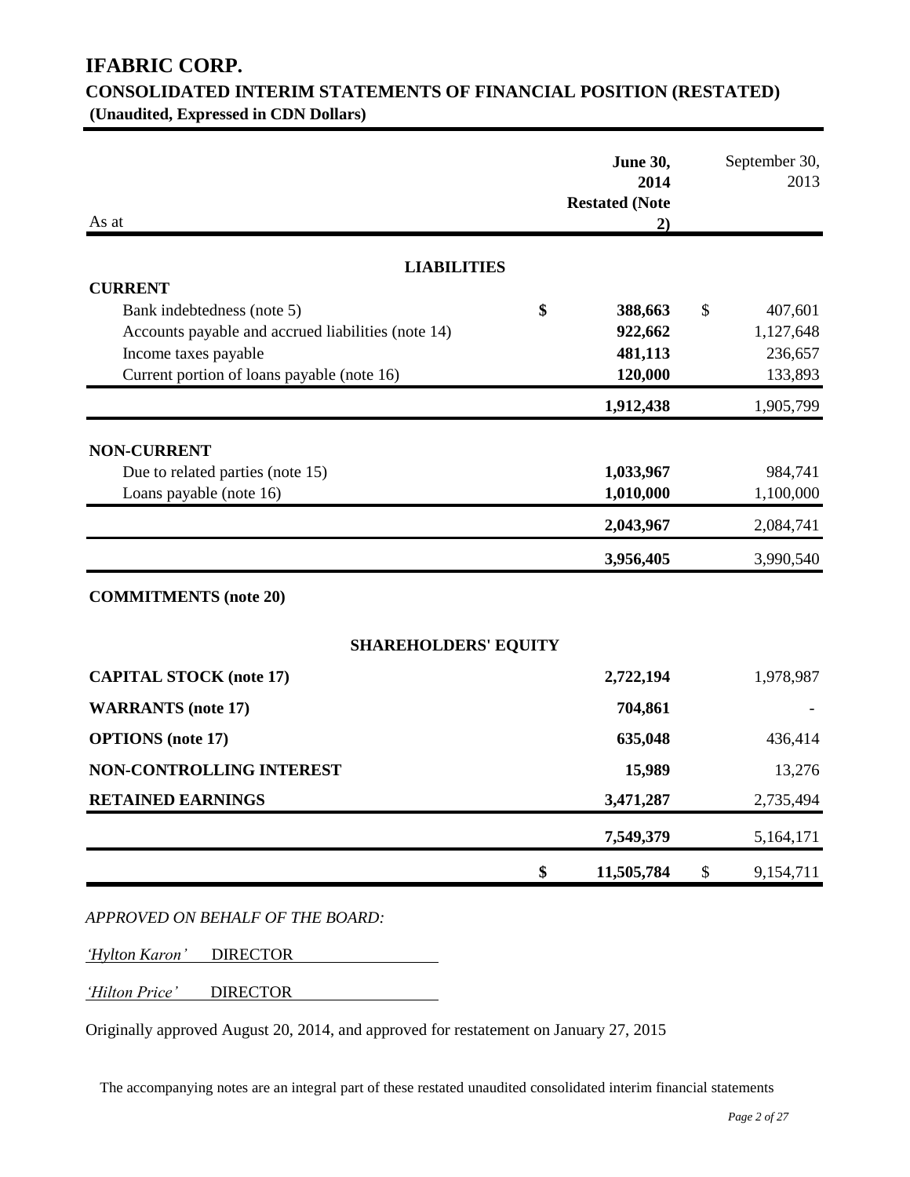# IFABRIC CORP.

## CONSOLIDATED INTERIM STATEMENTS OF FINANCIAL POSITION (RESTATED)

**(Unaudited, Expressed in CDN Dollars)**

| As at | | **June 30, 2014 Restated (Note 2)** | | September 30, 2013 |
|---|---|---|---|---|
| **LIABILITIES** | | | | |
| **CURRENT** | | | | |
| Bank indebtedness (note 5) | **$** | **388,663** | $ | 407,601 |
| Accounts payable and accrued liabilities (note 14) | | **922,662** | | 1,127,648 |
| Income taxes payable | | **481,113** | | 236,657 |
| Current portion of loans payable (note 16) | | **120,000** | | 133,893 |
| | | **1,912,438** | | 1,905,799 |
| **NON-CURRENT** | | | | |
| Due to related parties (note 15) | | **1,033,967** | | 984,741 |
| Loans payable (note 16) | | **1,010,000** | | 1,100,000 |
| | | **2,043,967** | | 2,084,741 |
| | | **3,956,405** | | 3,990,540 |
| **COMMITMENTS (note 20)** | | | | |
| **SHAREHOLDERS' EQUITY** | | | | |
| **CAPITAL STOCK (note 17)** | | **2,722,194** | | 1,978,987 |
| **WARRANTS (note 17)** | | **704,861** | | - |
| **OPTIONS (note 17)** | | **635,048** | | 436,414 |
| **NON-CONTROLLING INTEREST** | | **15,989** | | 13,276 |
| **RETAINED EARNINGS** | | **3,471,287** | | 2,735,494 |
| | | **7,549,379** | | 5,164,171 |
| | **$** | **11,505,784** | $ | 9,154,711 |

*APPROVED ON BEHALF OF THE BOARD:*

*'Hylton Karon'* DIRECTOR

*'Hilton Price'* DIRECTOR

Originally approved August 20, 2014, and approved for restatement on January 27, 2015

The accompanying notes are an integral part of these restated unaudited consolidated interim financial statements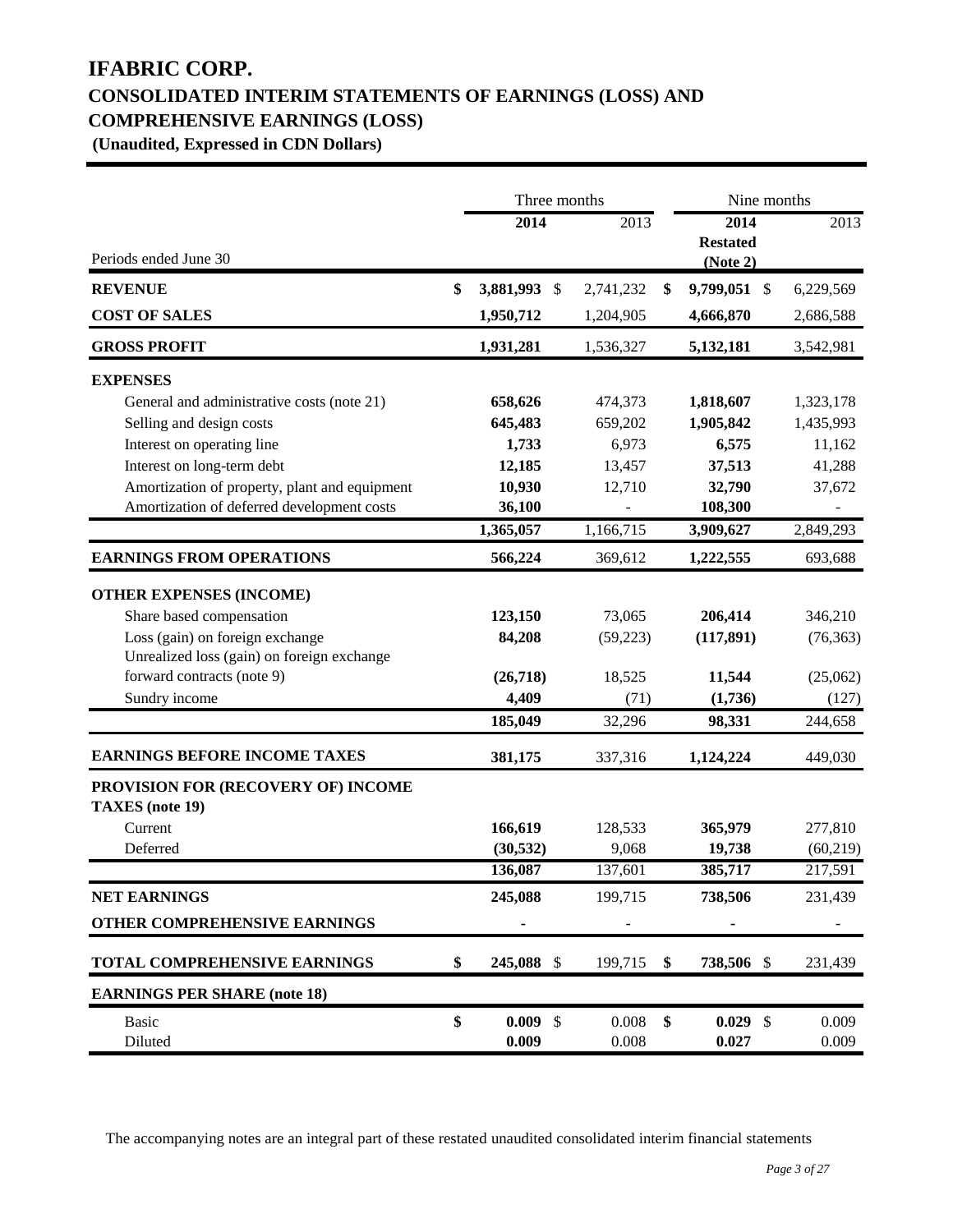# IFABRIC CORP.

## CONSOLIDATED INTERIM STATEMENTS OF EARNINGS (LOSS) AND COMPREHENSIVE EARNINGS (LOSS)

**(Unaudited, Expressed in CDN Dollars)**

| | Three months | | Nine months | |
|---|---|---|---|---|
| Periods ended June 30 | **2014** | 2013 | **2014 Restated (Note 2)** | 2013 |
| **REVENUE** | **$ 3,881,993** | $ 2,741,232 | **$ 9,799,051** | $ 6,229,569 |
| **COST OF SALES** | **1,950,712** | 1,204,905 | **4,666,870** | 2,686,588 |
| **GROSS PROFIT** | **1,931,281** | 1,536,327 | **5,132,181** | 3,542,981 |
| **EXPENSES** | | | | |
| General and administrative costs (note 21) | **658,626** | 474,373 | **1,818,607** | 1,323,178 |
| Selling and design costs | **645,483** | 659,202 | **1,905,842** | 1,435,993 |
| Interest on operating line | **1,733** | 6,973 | **6,575** | 11,162 |
| Interest on long-term debt | **12,185** | 13,457 | **37,513** | 41,288 |
| Amortization of property, plant and equipment | **10,930** | 12,710 | **32,790** | 37,672 |
| Amortization of deferred development costs | **36,100** | - | **108,300** | - |
| | **1,365,057** | 1,166,715 | **3,909,627** | 2,849,293 |
| **EARNINGS FROM OPERATIONS** | **566,224** | 369,612 | **1,222,555** | 693,688 |
| **OTHER EXPENSES (INCOME)** | | | | |
| Share based compensation | **123,150** | 73,065 | **206,414** | 346,210 |
| Loss (gain) on foreign exchange | **84,208** | (59,223) | **(117,891)** | (76,363) |
| Unrealized loss (gain) on foreign exchange forward contracts (note 9) | **(26,718)** | 18,525 | **11,544** | (25,062) |
| Sundry income | **4,409** | (71) | **(1,736)** | (127) |
| | **185,049** | 32,296 | **98,331** | 244,658 |
| **EARNINGS BEFORE INCOME TAXES** | **381,175** | 337,316 | **1,124,224** | 449,030 |
| **PROVISION FOR (RECOVERY OF) INCOME TAXES (note 19)** | | | | |
| Current | **166,619** | 128,533 | **365,979** | 277,810 |
| Deferred | **(30,532)** | 9,068 | **19,738** | (60,219) |
| | **136,087** | 137,601 | **385,717** | 217,591 |
| **NET EARNINGS** | **245,088** | 199,715 | **738,506** | 231,439 |
| **OTHER COMPREHENSIVE EARNINGS** | **-** | - | **-** | - |
| **TOTAL COMPREHENSIVE EARNINGS** | **$ 245,088** | $ 199,715 | **$ 738,506** | $ 231,439 |
| **EARNINGS PER SHARE (note 18)** | | | | |
| Basic | **$ 0.009** | $ 0.008 | **$ 0.029** | $ 0.009 |
| Diluted | **0.009** | 0.008 | **0.027** | 0.009 |

The accompanying notes are an integral part of these restated unaudited consolidated interim financial statements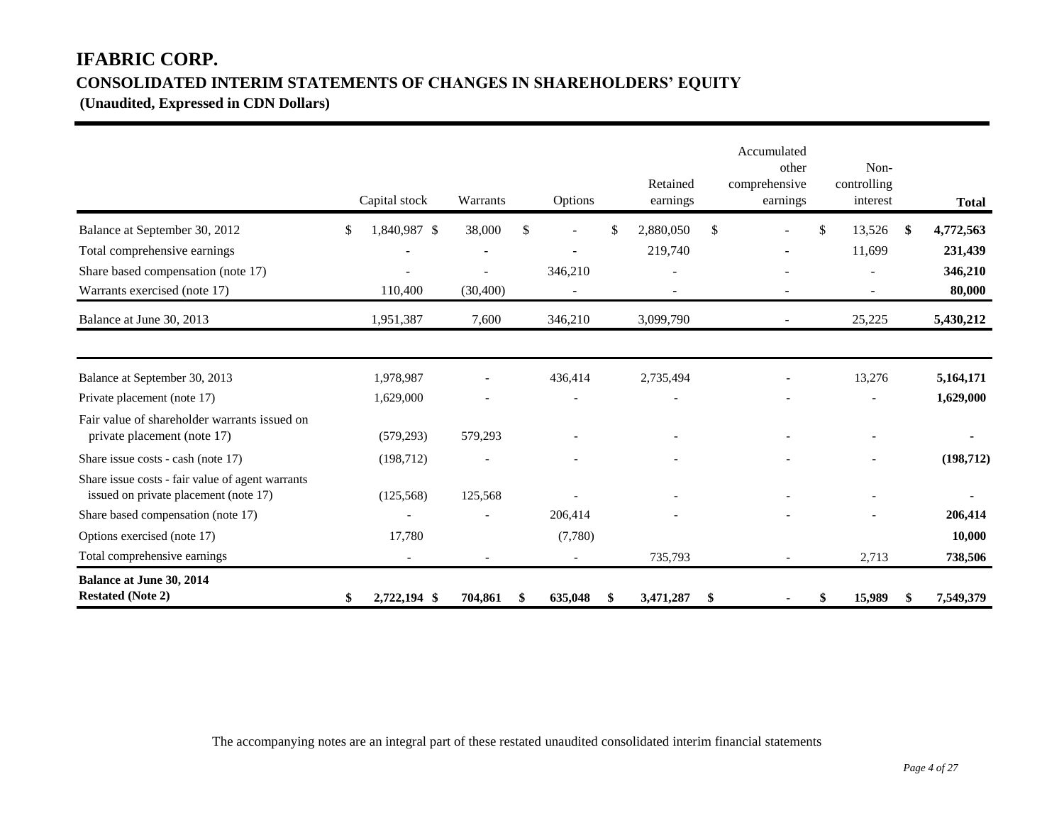# IFABRIC CORP.

## CONSOLIDATED INTERIM STATEMENTS OF CHANGES IN SHAREHOLDERS' EQUITY

**(Unaudited, Expressed in CDN Dollars)**

| | Capital stock | Warrants | Options | Retained earnings | Accumulated other comprehensive earnings | Non-controlling interest | **Total** |
|---|---|---|---|---|---|---|---|
| Balance at September 30, 2012 | $ 1,840,987 | $ 38,000 | $ - | $ 2,880,050 | $ - | $ 13,526 | **$ 4,772,563** |
| Total comprehensive earnings | - | - | - | 219,740 | - | 11,699 | **231,439** |
| Share based compensation (note 17) | - | - | 346,210 | - | - | - | **346,210** |
| Warrants exercised (note 17) | 110,400 | (30,400) | - | - | - | - | **80,000** |
| Balance at June 30, 2013 | 1,951,387 | 7,600 | 346,210 | 3,099,790 | - | 25,225 | **5,430,212** |
| | | | | | | | |
| Balance at September 30, 2013 | 1,978,987 | - | 436,414 | 2,735,494 | - | 13,276 | **5,164,171** |
| Private placement (note 17) | 1,629,000 | - | - | - | - | - | **1,629,000** |
| Fair value of shareholder warrants issued on private placement (note 17) | (579,293) | 579,293 | - | - | - | - | **-** |
| Share issue costs - cash (note 17) | (198,712) | - | - | - | - | - | **(198,712)** |
| Share issue costs - fair value of agent warrants issued on private placement (note 17) | (125,568) | 125,568 | - | - | - | - | **-** |
| Share based compensation (note 17) | - | - | 206,414 | - | - | - | **206,414** |
| Options exercised (note 17) | 17,780 | | (7,780) | | | | **10,000** |
| Total comprehensive earnings | - | - | - | 735,793 | - | 2,713 | **738,506** |
| **Balance at June 30, 2014 Restated (Note 2)** | **$ 2,722,194** | **$ 704,861** | **$ 635,048** | **$ 3,471,287** | **$ -** | **$ 15,989** | **$ 7,549,379** |

The accompanying notes are an integral part of these restated unaudited consolidated interim financial statements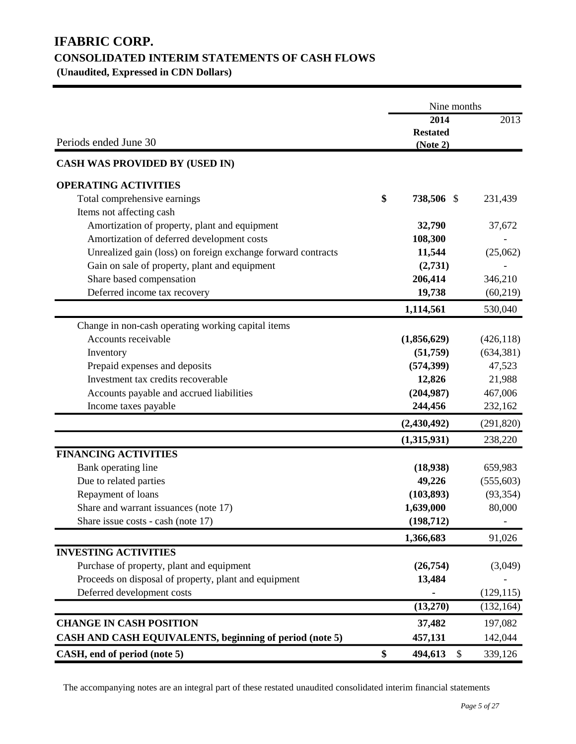# IFABRIC CORP.

## CONSOLIDATED INTERIM STATEMENTS OF CASH FLOWS

**(Unaudited, Expressed in CDN Dollars)**

| | Nine months | |
|---|---|---|
| Periods ended June 30 | **2014 Restated (Note 2)** | 2013 |
| **CASH WAS PROVIDED BY (USED IN)** | | |
| **OPERATING ACTIVITIES** | | |
| Total comprehensive earnings | **$ 738,506** | $ 231,439 |
| Items not affecting cash | | |
| Amortization of property, plant and equipment | **32,790** | 37,672 |
| Amortization of deferred development costs | **108,300** | - |
| Unrealized gain (loss) on foreign exchange forward contracts | **11,544** | (25,062) |
| Gain on sale of property, plant and equipment | **(2,731)** | - |
| Share based compensation | **206,414** | 346,210 |
| Deferred income tax recovery | **19,738** | (60,219) |
| | **1,114,561** | 530,040 |
| Change in non-cash operating working capital items | | |
| Accounts receivable | **(1,856,629)** | (426,118) |
| Inventory | **(51,759)** | (634,381) |
| Prepaid expenses and deposits | **(574,399)** | 47,523 |
| Investment tax credits recoverable | **12,826** | 21,988 |
| Accounts payable and accrued liabilities | **(204,987)** | 467,006 |
| Income taxes payable | **244,456** | 232,162 |
| | **(2,430,492)** | (291,820) |
| | **(1,315,931)** | 238,220 |
| **FINANCING ACTIVITIES** | | |
| Bank operating line | **(18,938)** | 659,983 |
| Due to related parties | **49,226** | (555,603) |
| Repayment of loans | **(103,893)** | (93,354) |
| Share and warrant issuances (note 17) | **1,639,000** | 80,000 |
| Share issue costs - cash (note 17) | **(198,712)** | - |
| | **1,366,683** | 91,026 |
| **INVESTING ACTIVITIES** | | |
| Purchase of property, plant and equipment | **(26,754)** | (3,049) |
| Proceeds on disposal of property, plant and equipment | **13,484** | - |
| Deferred development costs | **-** | (129,115) |
| | **(13,270)** | (132,164) |
| **CHANGE IN CASH POSITION** | **37,482** | 197,082 |
| **CASH AND CASH EQUIVALENTS, beginning of period (note 5)** | **457,131** | 142,044 |
| **CASH, end of period (note 5)** | **$ 494,613** | $ 339,126 |

The accompanying notes are an integral part of these restated unaudited consolidated interim financial statements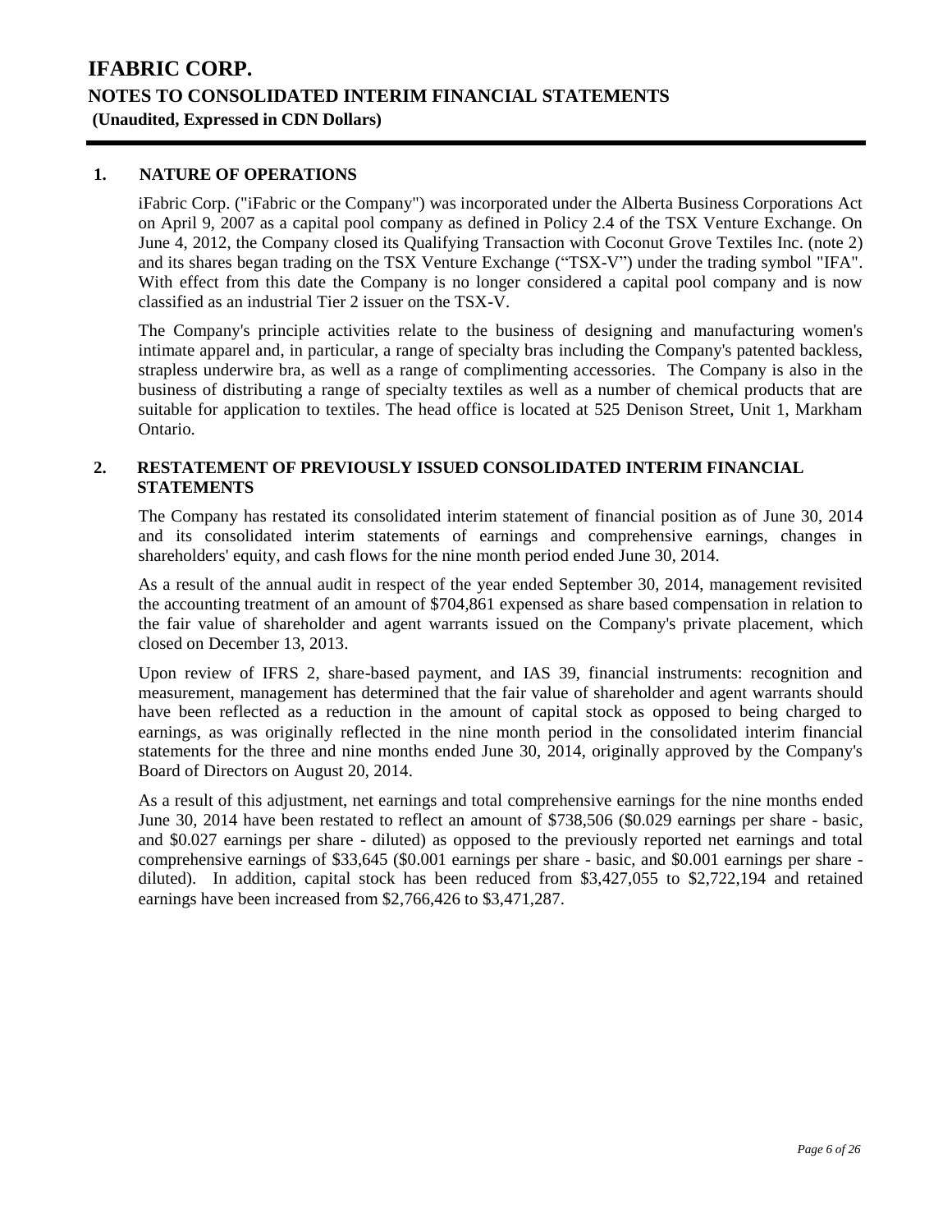# IFABRIC CORP.
## NOTES TO CONSOLIDATED INTERIM FINANCIAL STATEMENTS
**(Unaudited, Expressed in CDN Dollars)**

### 1. NATURE OF OPERATIONS

iFabric Corp. ("iFabric or the Company") was incorporated under the Alberta Business Corporations Act on April 9, 2007 as a capital pool company as defined in Policy 2.4 of the TSX Venture Exchange. On June 4, 2012, the Company closed its Qualifying Transaction with Coconut Grove Textiles Inc. (note 2) and its shares began trading on the TSX Venture Exchange ("TSX-V") under the trading symbol "IFA". With effect from this date the Company is no longer considered a capital pool company and is now classified as an industrial Tier 2 issuer on the TSX-V.

The Company's principle activities relate to the business of designing and manufacturing women's intimate apparel and, in particular, a range of specialty bras including the Company's patented backless, strapless underwire bra, as well as a range of complimenting accessories. The Company is also in the business of distributing a range of specialty textiles as well as a number of chemical products that are suitable for application to textiles. The head office is located at 525 Denison Street, Unit 1, Markham Ontario.

### 2. RESTATEMENT OF PREVIOUSLY ISSUED CONSOLIDATED INTERIM FINANCIAL STATEMENTS

The Company has restated its consolidated interim statement of financial position as of June 30, 2014 and its consolidated interim statements of earnings and comprehensive earnings, changes in shareholders' equity, and cash flows for the nine month period ended June 30, 2014.

As a result of the annual audit in respect of the year ended September 30, 2014, management revisited the accounting treatment of an amount of $704,861 expensed as share based compensation in relation to the fair value of shareholder and agent warrants issued on the Company's private placement, which closed on December 13, 2013.

Upon review of IFRS 2, share-based payment, and IAS 39, financial instruments: recognition and measurement, management has determined that the fair value of shareholder and agent warrants should have been reflected as a reduction in the amount of capital stock as opposed to being charged to earnings, as was originally reflected in the nine month period in the consolidated interim financial statements for the three and nine months ended June 30, 2014, originally approved by the Company's Board of Directors on August 20, 2014.

As a result of this adjustment, net earnings and total comprehensive earnings for the nine months ended June 30, 2014 have been restated to reflect an amount of $738,506 ($0.029 earnings per share - basic, and $0.027 earnings per share - diluted) as opposed to the previously reported net earnings and total comprehensive earnings of $33,645 ($0.001 earnings per share - basic, and $0.001 earnings per share - diluted). In addition, capital stock has been reduced from $3,427,055 to $2,722,194 and retained earnings have been increased from $2,766,426 to $3,471,287.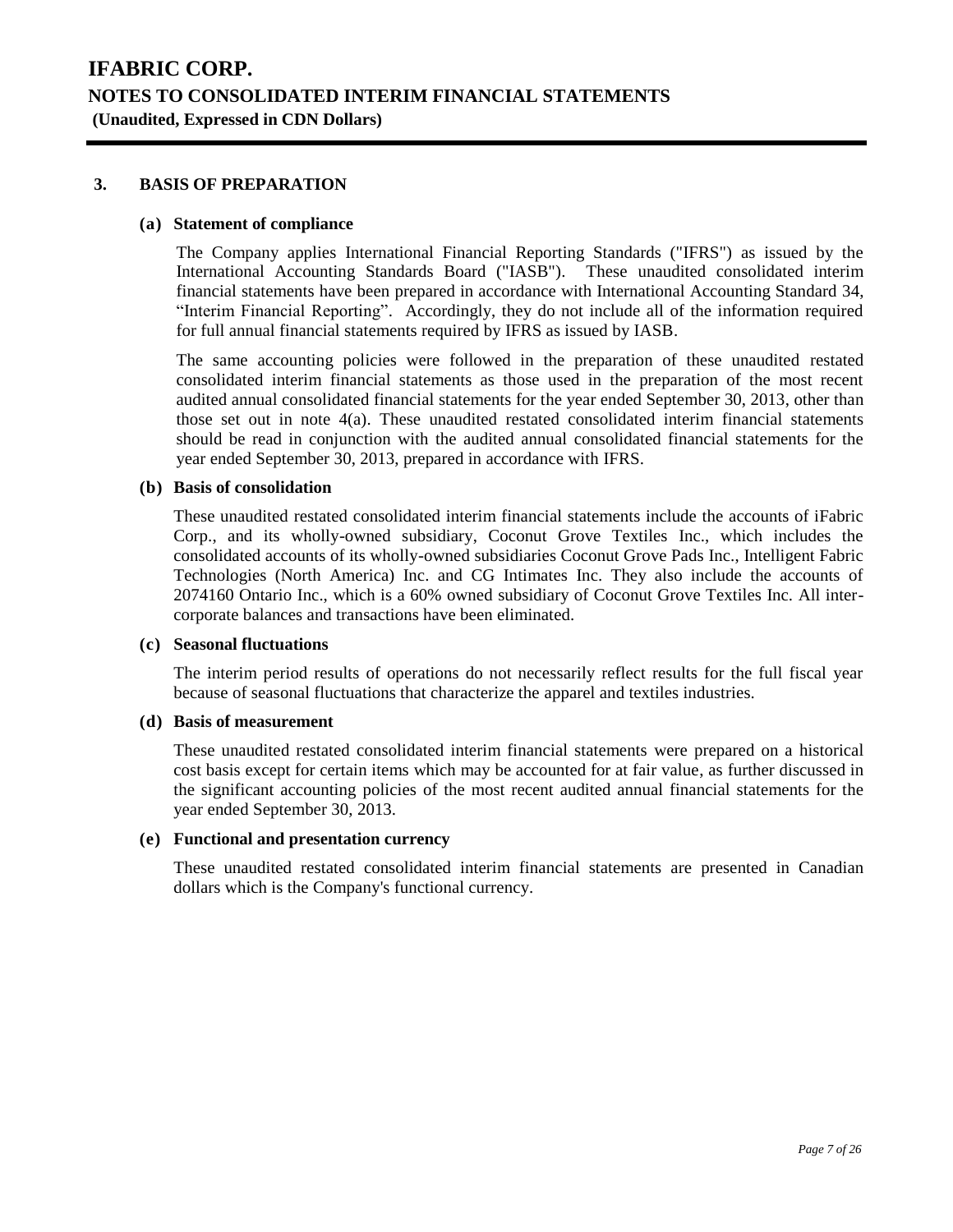## 3. BASIS OF PREPARATION

### (a) Statement of compliance

The Company applies International Financial Reporting Standards ("IFRS") as issued by the International Accounting Standards Board ("IASB"). These unaudited consolidated interim financial statements have been prepared in accordance with International Accounting Standard 34, "Interim Financial Reporting". Accordingly, they do not include all of the information required for full annual financial statements required by IFRS as issued by IASB.

The same accounting policies were followed in the preparation of these unaudited restated consolidated interim financial statements as those used in the preparation of the most recent audited annual consolidated financial statements for the year ended September 30, 2013, other than those set out in note 4(a). These unaudited restated consolidated interim financial statements should be read in conjunction with the audited annual consolidated financial statements for the year ended September 30, 2013, prepared in accordance with IFRS.

### (b) Basis of consolidation

These unaudited restated consolidated interim financial statements include the accounts of iFabric Corp., and its wholly-owned subsidiary, Coconut Grove Textiles Inc., which includes the consolidated accounts of its wholly-owned subsidiaries Coconut Grove Pads Inc., Intelligent Fabric Technologies (North America) Inc. and CG Intimates Inc. They also include the accounts of 2074160 Ontario Inc., which is a 60% owned subsidiary of Coconut Grove Textiles Inc. All inter-corporate balances and transactions have been eliminated.

### (c) Seasonal fluctuations

The interim period results of operations do not necessarily reflect results for the full fiscal year because of seasonal fluctuations that characterize the apparel and textiles industries.

### (d) Basis of measurement

These unaudited restated consolidated interim financial statements were prepared on a historical cost basis except for certain items which may be accounted for at fair value, as further discussed in the significant accounting policies of the most recent audited annual financial statements for the year ended September 30, 2013.

### (e) Functional and presentation currency

These unaudited restated consolidated interim financial statements are presented in Canadian dollars which is the Company's functional currency.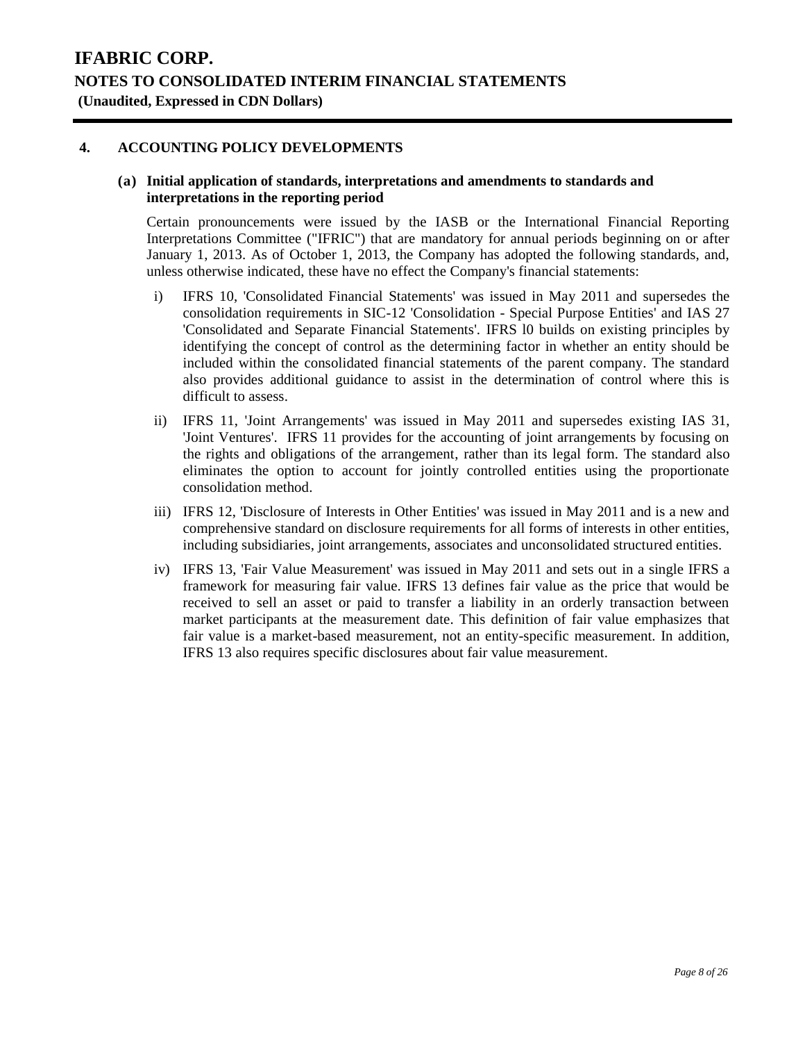## 4. ACCOUNTING POLICY DEVELOPMENTS

### (a) Initial application of standards, interpretations and amendments to standards and interpretations in the reporting period

Certain pronouncements were issued by the IASB or the International Financial Reporting Interpretations Committee ("IFRIC") that are mandatory for annual periods beginning on or after January 1, 2013. As of October 1, 2013, the Company has adopted the following standards, and, unless otherwise indicated, these have no effect the Company's financial statements:

i) IFRS 10, 'Consolidated Financial Statements' was issued in May 2011 and supersedes the consolidation requirements in SIC-12 'Consolidation - Special Purpose Entities' and IAS 27 'Consolidated and Separate Financial Statements'. IFRS l0 builds on existing principles by identifying the concept of control as the determining factor in whether an entity should be included within the consolidated financial statements of the parent company. The standard also provides additional guidance to assist in the determination of control where this is difficult to assess.

ii) IFRS 11, 'Joint Arrangements' was issued in May 2011 and supersedes existing IAS 31, 'Joint Ventures'. IFRS 11 provides for the accounting of joint arrangements by focusing on the rights and obligations of the arrangement, rather than its legal form. The standard also eliminates the option to account for jointly controlled entities using the proportionate consolidation method.

iii) IFRS 12, 'Disclosure of Interests in Other Entities' was issued in May 2011 and is a new and comprehensive standard on disclosure requirements for all forms of interests in other entities, including subsidiaries, joint arrangements, associates and unconsolidated structured entities.

iv) IFRS 13, 'Fair Value Measurement' was issued in May 2011 and sets out in a single IFRS a framework for measuring fair value. IFRS 13 defines fair value as the price that would be received to sell an asset or paid to transfer a liability in an orderly transaction between market participants at the measurement date. This definition of fair value emphasizes that fair value is a market-based measurement, not an entity-specific measurement. In addition, IFRS 13 also requires specific disclosures about fair value measurement.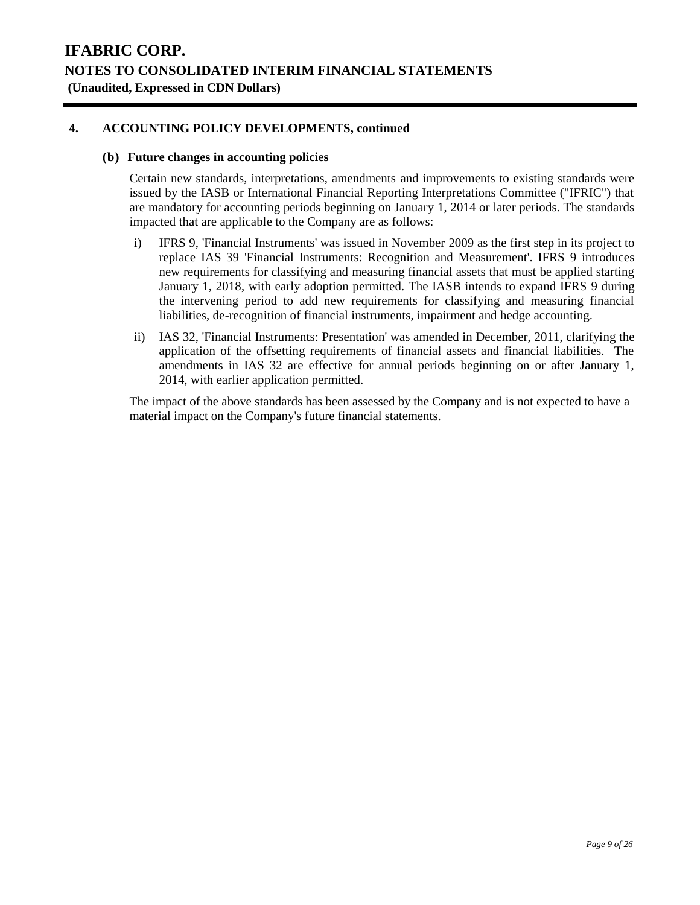## 4. ACCOUNTING POLICY DEVELOPMENTS, continued

### (b) Future changes in accounting policies

Certain new standards, interpretations, amendments and improvements to existing standards were issued by the IASB or International Financial Reporting Interpretations Committee ("IFRIC") that are mandatory for accounting periods beginning on January 1, 2014 or later periods. The standards impacted that are applicable to the Company are as follows:

i) IFRS 9, 'Financial Instruments' was issued in November 2009 as the first step in its project to replace IAS 39 'Financial Instruments: Recognition and Measurement'. IFRS 9 introduces new requirements for classifying and measuring financial assets that must be applied starting January 1, 2018, with early adoption permitted. The IASB intends to expand IFRS 9 during the intervening period to add new requirements for classifying and measuring financial liabilities, de-recognition of financial instruments, impairment and hedge accounting.

ii) IAS 32, 'Financial Instruments: Presentation' was amended in December, 2011, clarifying the application of the offsetting requirements of financial assets and financial liabilities. The amendments in IAS 32 are effective for annual periods beginning on or after January 1, 2014, with earlier application permitted.

The impact of the above standards has been assessed by the Company and is not expected to have a material impact on the Company's future financial statements.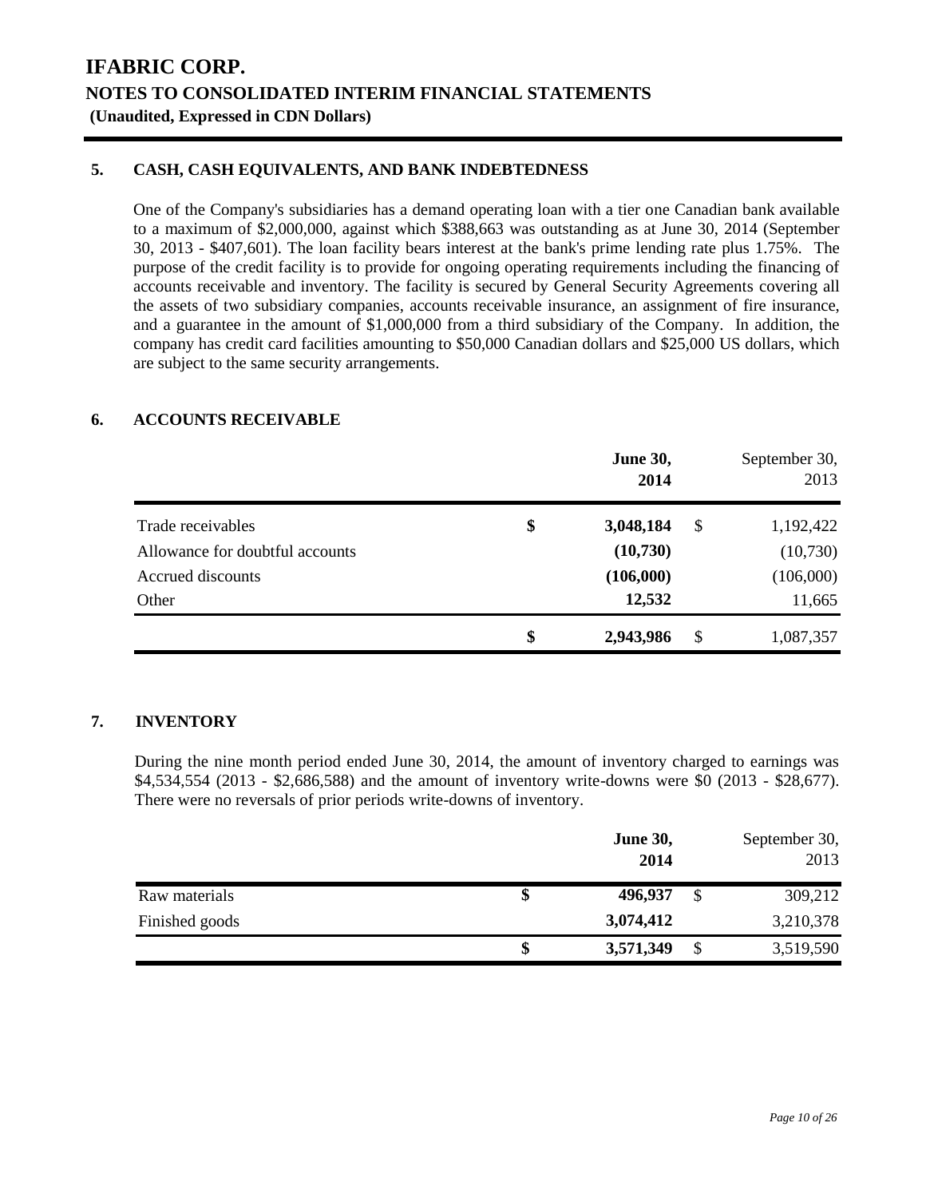# IFABRIC CORP.

## NOTES TO CONSOLIDATED INTERIM FINANCIAL STATEMENTS

**(Unaudited, Expressed in CDN Dollars)**

### 5. CASH, CASH EQUIVALENTS, AND BANK INDEBTEDNESS

One of the Company's subsidiaries has a demand operating loan with a tier one Canadian bank available to a maximum of $2,000,000, against which $388,663 was outstanding as at June 30, 2014 (September 30, 2013 - $407,601). The loan facility bears interest at the bank's prime lending rate plus 1.75%. The purpose of the credit facility is to provide for ongoing operating requirements including the financing of accounts receivable and inventory. The facility is secured by General Security Agreements covering all the assets of two subsidiary companies, accounts receivable insurance, an assignment of fire insurance, and a guarantee in the amount of $1,000,000 from a third subsidiary of the Company. In addition, the company has credit card facilities amounting to $50,000 Canadian dollars and $25,000 US dollars, which are subject to the same security arrangements.

### 6. ACCOUNTS RECEIVABLE

| | | **June 30, 2014** | | September 30, 2013 |
|---|---|---|---|---|
| Trade receivables | **$** | **3,048,184** | $ | 1,192,422 |
| Allowance for doubtful accounts | | **(10,730)** | | (10,730) |
| Accrued discounts | | **(106,000)** | | (106,000) |
| Other | | **12,532** | | 11,665 |
| | **$** | **2,943,986** | $ | 1,087,357 |

### 7. INVENTORY

During the nine month period ended June 30, 2014, the amount of inventory charged to earnings was $4,534,554 (2013 - $2,686,588) and the amount of inventory write-downs were $0 (2013 - $28,677). There were no reversals of prior periods write-downs of inventory.

| | | **June 30, 2014** | | September 30, 2013 |
|---|---|---|---|---|
| Raw materials | **$** | **496,937** | $ | 309,212 |
| Finished goods | | **3,074,412** | | 3,210,378 |
| | **$** | **3,571,349** | $ | 3,519,590 |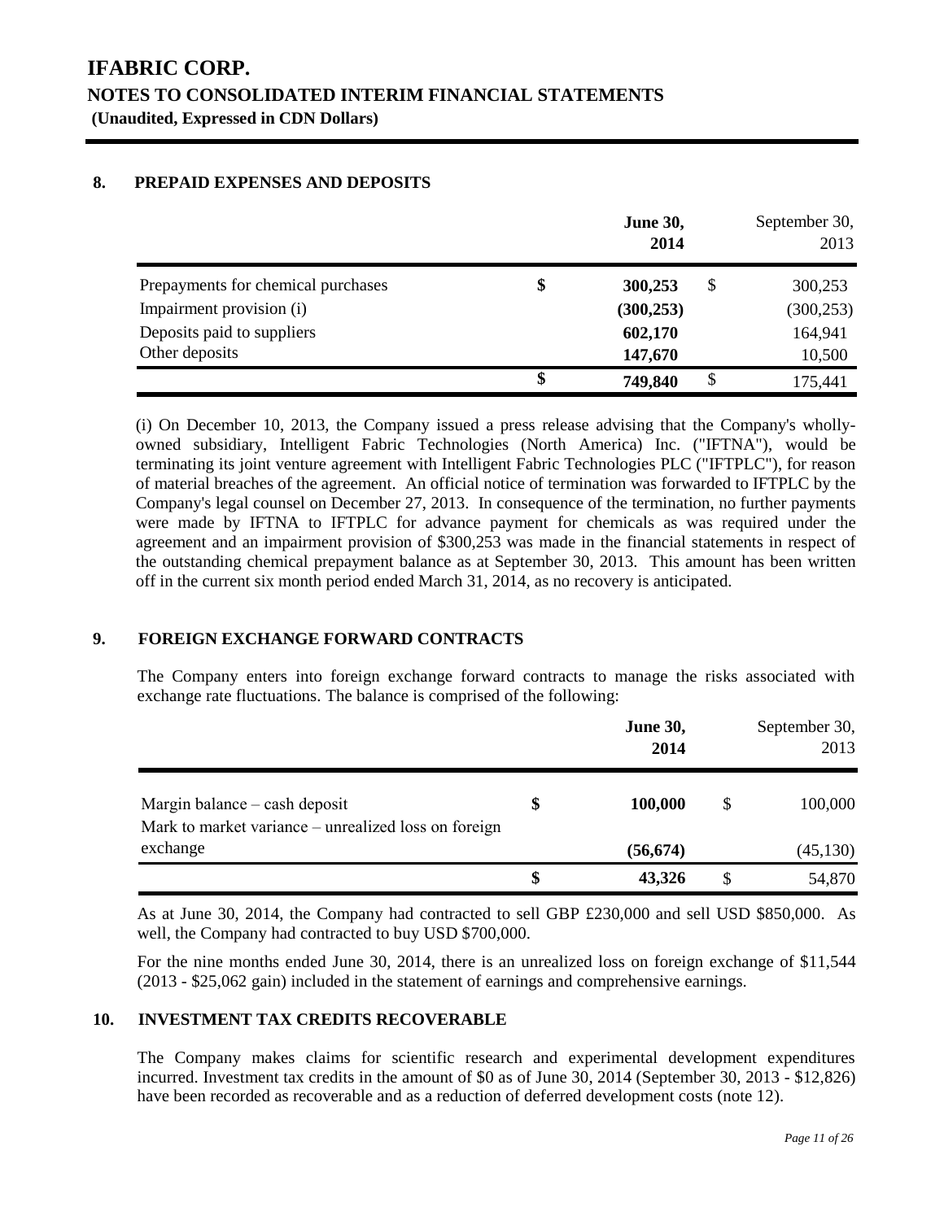# IFABRIC CORP.

## NOTES TO CONSOLIDATED INTERIM FINANCIAL STATEMENTS

**(Unaudited, Expressed in CDN Dollars)**

### 8. PREPAID EXPENSES AND DEPOSITS

| | **June 30, 2014** | September 30, 2013 |
|---|---|---|
| Prepayments for chemical purchases | **$ 300,253** | $ 300,253 |
| Impairment provision (i) | **(300,253)** | (300,253) |
| Deposits paid to suppliers | **602,170** | 164,941 |
| Other deposits | **147,670** | 10,500 |
| | **$ 749,840** | $ 175,441 |

(i) On December 10, 2013, the Company issued a press release advising that the Company's wholly-owned subsidiary, Intelligent Fabric Technologies (North America) Inc. ("IFTNA"), would be terminating its joint venture agreement with Intelligent Fabric Technologies PLC ("IFTPLC"), for reason of material breaches of the agreement. An official notice of termination was forwarded to IFTPLC by the Company's legal counsel on December 27, 2013. In consequence of the termination, no further payments were made by IFTNA to IFTPLC for advance payment for chemicals as was required under the agreement and an impairment provision of $300,253 was made in the financial statements in respect of the outstanding chemical prepayment balance as at September 30, 2013. This amount has been written off in the current six month period ended March 31, 2014, as no recovery is anticipated.

### 9. FOREIGN EXCHANGE FORWARD CONTRACTS

The Company enters into foreign exchange forward contracts to manage the risks associated with exchange rate fluctuations. The balance is comprised of the following:

| | **June 30, 2014** | September 30, 2013 |
|---|---|---|
| Margin balance – cash deposit | **$ 100,000** | $ 100,000 |
| Mark to market variance – unrealized loss on foreign exchange | **(56,674)** | (45,130) |
| | **$ 43,326** | $ 54,870 |

As at June 30, 2014, the Company had contracted to sell GBP £230,000 and sell USD $850,000. As well, the Company had contracted to buy USD $700,000.

For the nine months ended June 30, 2014, there is an unrealized loss on foreign exchange of $11,544 (2013 - $25,062 gain) included in the statement of earnings and comprehensive earnings.

### 10. INVESTMENT TAX CREDITS RECOVERABLE

The Company makes claims for scientific research and experimental development expenditures incurred. Investment tax credits in the amount of $0 as of June 30, 2014 (September 30, 2013 - $12,826) have been recorded as recoverable and as a reduction of deferred development costs (note 12).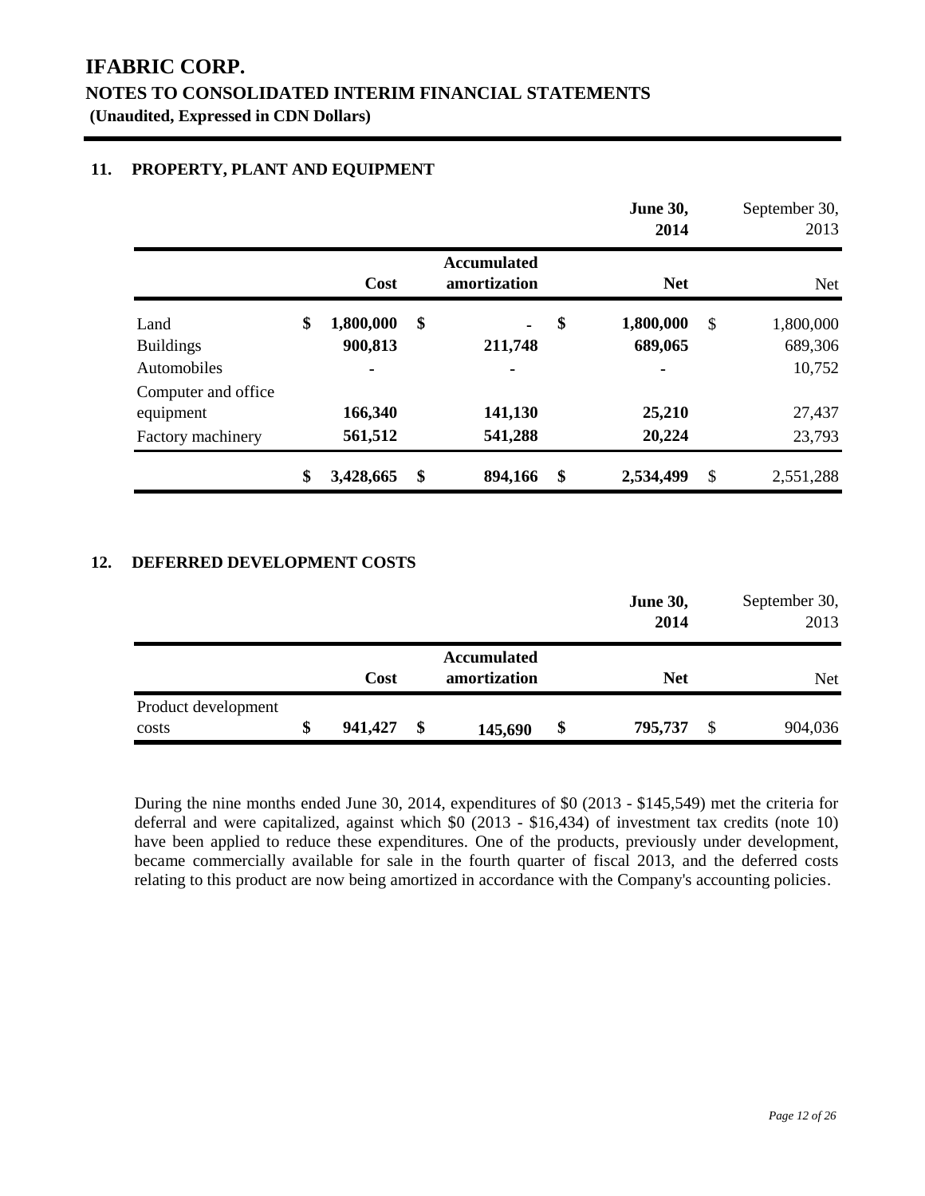# IFABRIC CORP.

## NOTES TO CONSOLIDATED INTERIM FINANCIAL STATEMENTS

**(Unaudited, Expressed in CDN Dollars)**

### 11. PROPERTY, PLANT AND EQUIPMENT

| | | | | June 30, 2014 | September 30, 2013 |
|---|---|---|---|---|---|
| | **Cost** | | **Accumulated amortization** | **Net** | Net |
| Land | $ | **1,800,000** | $ **-** | $ **1,800,000** | $ 1,800,000 |
| Buildings | | **900,813** | **211,748** | **689,065** | 689,306 |
| Automobiles | | **-** | **-** | **-** | 10,752 |
| Computer and office equipment | | **166,340** | **141,130** | **25,210** | 27,437 |
| Factory machinery | | **561,512** | **541,288** | **20,224** | 23,793 |
| | $ | **3,428,665** | $ **894,166** | $ **2,534,499** | $ 2,551,288 |

### 12. DEFERRED DEVELOPMENT COSTS

| | Cost | Accumulated amortization | June 30, 2014<br>Net | September 30, 2013<br>Net |
|---|---|---|---|---|
| Product development costs | $ **941,427** | $ **145,690** | $ **795,737** | $ 904,036 |

During the nine months ended June 30, 2014, expenditures of $0 (2013 - $145,549) met the criteria for deferral and were capitalized, against which $0 (2013 - $16,434) of investment tax credits (note 10) have been applied to reduce these expenditures. One of the products, previously under development, became commercially available for sale in the fourth quarter of fiscal 2013, and the deferred costs relating to this product are now being amortized in accordance with the Company's accounting policies.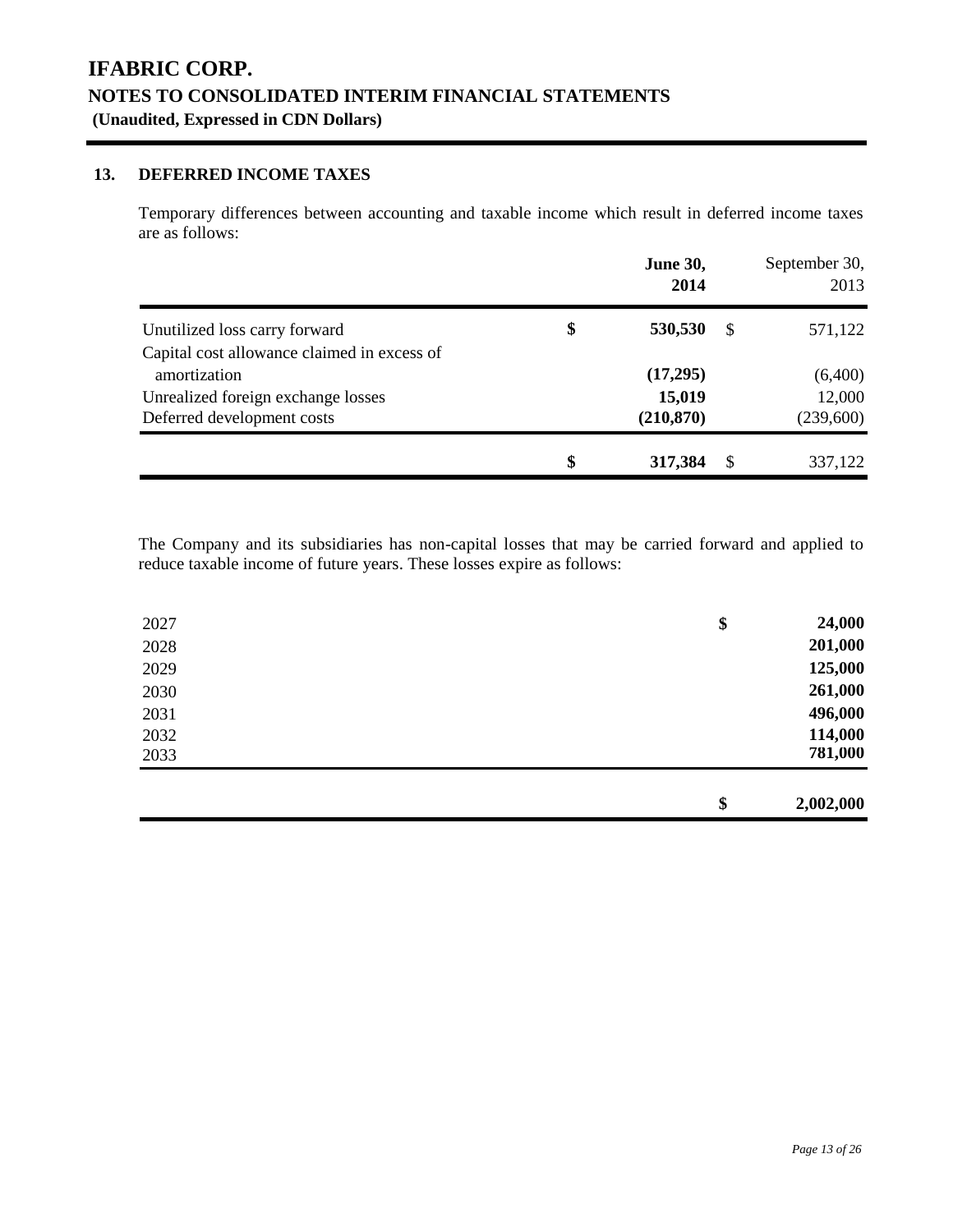# IFABRIC CORP.

## NOTES TO CONSOLIDATED INTERIM FINANCIAL STATEMENTS

**(Unaudited, Expressed in CDN Dollars)**

### 13. DEFERRED INCOME TAXES

Temporary differences between accounting and taxable income which result in deferred income taxes are as follows:

| | **June 30, 2014** | September 30, 2013 |
|---|---|---|
| Unutilized loss carry forward | **$ 530,530** | $ 571,122 |
| Capital cost allowance claimed in excess of amortization | **(17,295)** | (6,400) |
| Unrealized foreign exchange losses | **15,019** | 12,000 |
| Deferred development costs | **(210,870)** | (239,600) |
| | **$ 317,384** | $ 337,122 |

The Company and its subsidiaries has non-capital losses that may be carried forward and applied to reduce taxable income of future years. These losses expire as follows:

| | |
|---|---|
| 2027 | **$ 24,000** |
| 2028 | **201,000** |
| 2029 | **125,000** |
| 2030 | **261,000** |
| 2031 | **496,000** |
| 2032 | **114,000** |
| 2033 | **781,000** |
| | **$ 2,002,000** |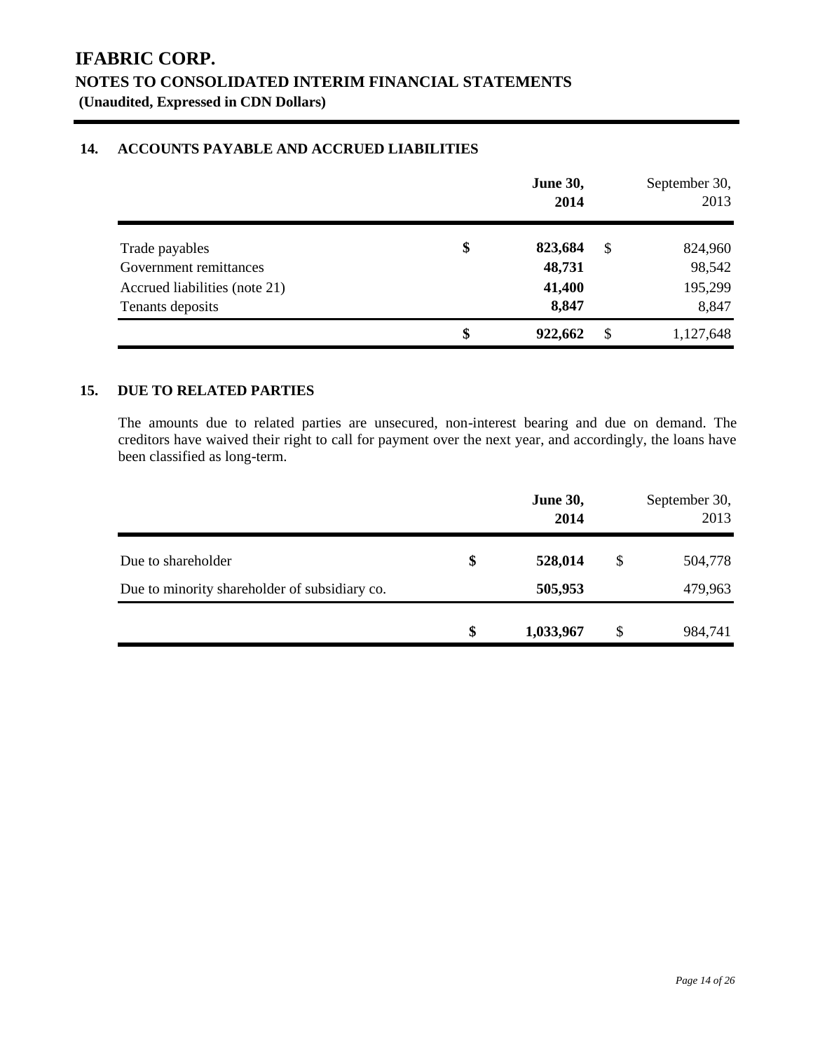# IFABRIC CORP.
## NOTES TO CONSOLIDATED INTERIM FINANCIAL STATEMENTS
**(Unaudited, Expressed in CDN Dollars)**

### 14. ACCOUNTS PAYABLE AND ACCRUED LIABILITIES

| | **June 30, 2014** | September 30, 2013 |
|---|---|---|
| Trade payables | **$ 823,684** | $ 824,960 |
| Government remittances | **48,731** | 98,542 |
| Accrued liabilities (note 21) | **41,400** | 195,299 |
| Tenants deposits | **8,847** | 8,847 |
| | **$ 922,662** | $ 1,127,648 |

### 15. DUE TO RELATED PARTIES

The amounts due to related parties are unsecured, non-interest bearing and due on demand. The creditors have waived their right to call for payment over the next year, and accordingly, the loans have been classified as long-term.

| | **June 30, 2014** | September 30, 2013 |
|---|---|---|
| Due to shareholder | **$ 528,014** | $ 504,778 |
| Due to minority shareholder of subsidiary co. | **505,953** | 479,963 |
| | **$ 1,033,967** | $ 984,741 |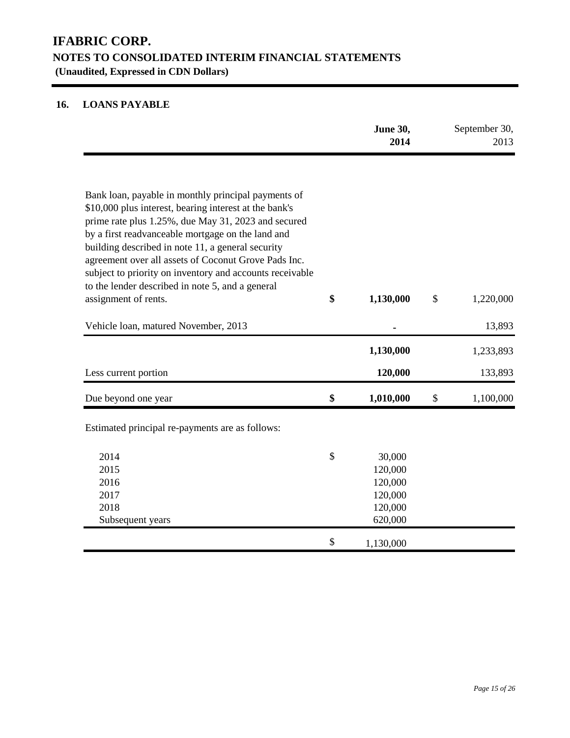# IFABRIC CORP.

## NOTES TO CONSOLIDATED INTERIM FINANCIAL STATEMENTS

**(Unaudited, Expressed in CDN Dollars)**

### 16. LOANS PAYABLE

| | **June 30, 2014** | September 30, 2013 |
|---|---|---|
| Bank loan, payable in monthly principal payments of $10,000 plus interest, bearing interest at the bank's prime rate plus 1.25%, due May 31, 2023 and secured by a first readvanceable mortgage on the land and building described in note 11, a general security agreement over all assets of Coconut Grove Pads Inc. subject to priority on inventory and accounts receivable to the lender described in note 5, and a general assignment of rents. | **$ 1,130,000** | $ 1,220,000 |
| Vehicle loan, matured November, 2013 | **-** | 13,893 |
| | **1,130,000** | 1,233,893 |
| Less current portion | **120,000** | 133,893 |
| Due beyond one year | **$ 1,010,000** | $ 1,100,000 |

Estimated principal re-payments are as follows:

| Year | Amount |
|---|---|
| 2014 | $ 30,000 |
| 2015 | 120,000 |
| 2016 | 120,000 |
| 2017 | 120,000 |
| 2018 | 120,000 |
| Subsequent years | 620,000 |
| | $ 1,130,000 |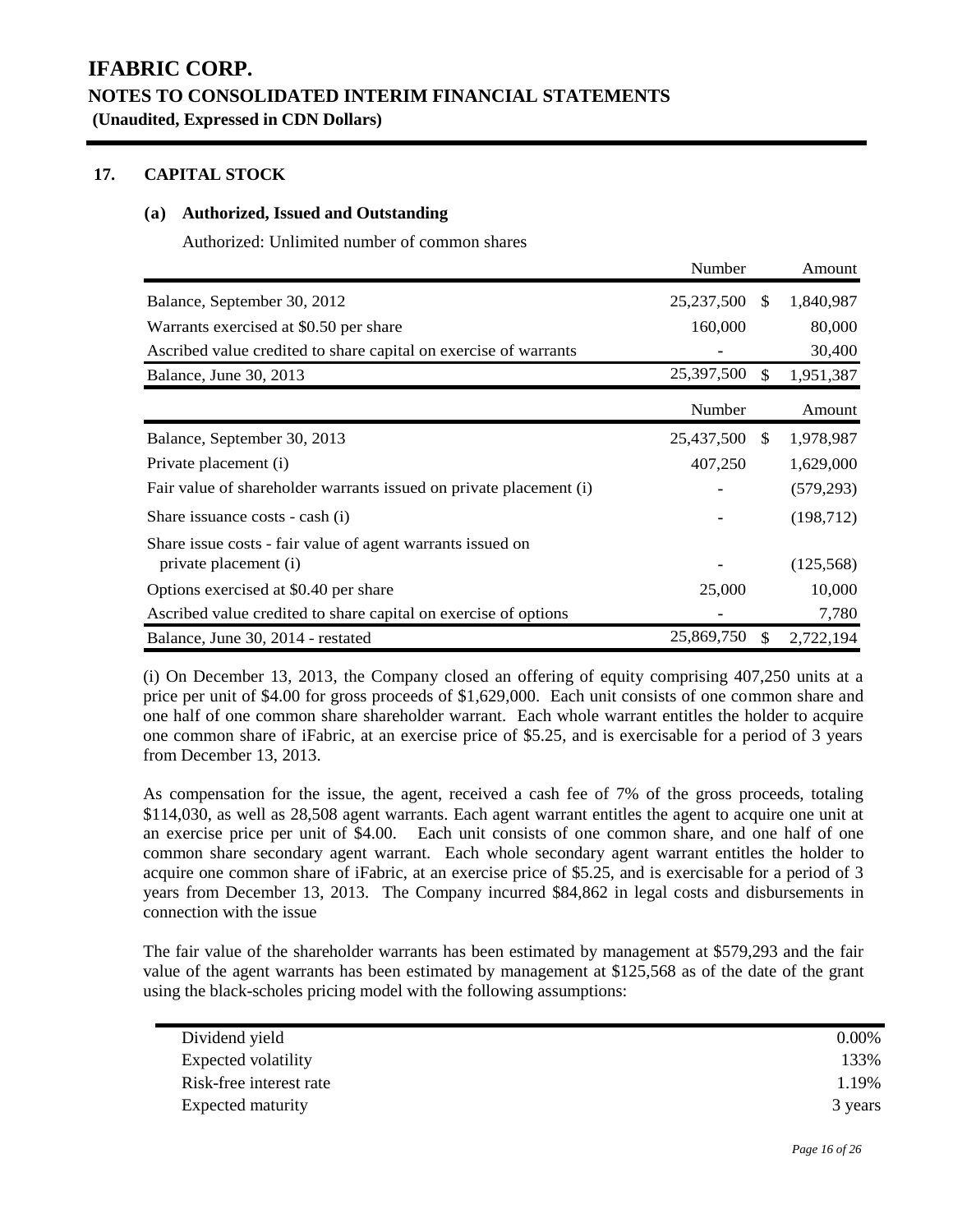## 17. CAPITAL STOCK

### (a) Authorized, Issued and Outstanding

Authorized: Unlimited number of common shares

| | Number | | Amount |
|---|---|---|---|
| Balance, September 30, 2012 | 25,237,500 | $ | 1,840,987 |
| Warrants exercised at $0.50 per share | 160,000 | | 80,000 |
| Ascribed value credited to share capital on exercise of warrants | - | | 30,400 |
| Balance, June 30, 2013 | 25,397,500 | $ | 1,951,387 |

| | Number | | Amount |
|---|---|---|---|
| Balance, September 30, 2013 | 25,437,500 | $ | 1,978,987 |
| Private placement (i) | 407,250 | | 1,629,000 |
| Fair value of shareholder warrants issued on private placement (i) | - | | (579,293) |
| Share issuance costs - cash (i) | - | | (198,712) |
| Share issue costs - fair value of agent warrants issued on private placement (i) | - | | (125,568) |
| Options exercised at $0.40 per share | 25,000 | | 10,000 |
| Ascribed value credited to share capital on exercise of options | - | | 7,780 |
| Balance, June 30, 2014 - restated | 25,869,750 | $ | 2,722,194 |

(i) On December 13, 2013, the Company closed an offering of equity comprising 407,250 units at a price per unit of $4.00 for gross proceeds of $1,629,000. Each unit consists of one common share and one half of one common share shareholder warrant. Each whole warrant entitles the holder to acquire one common share of iFabric, at an exercise price of $5.25, and is exercisable for a period of 3 years from December 13, 2013.

As compensation for the issue, the agent, received a cash fee of 7% of the gross proceeds, totaling $114,030, as well as 28,508 agent warrants. Each agent warrant entitles the agent to acquire one unit at an exercise price per unit of $4.00. Each unit consists of one common share, and one half of one common share secondary agent warrant. Each whole secondary agent warrant entitles the holder to acquire one common share of iFabric, at an exercise price of $5.25, and is exercisable for a period of 3 years from December 13, 2013. The Company incurred $84,862 in legal costs and disbursements in connection with the issue

The fair value of the shareholder warrants has been estimated by management at $579,293 and the fair value of the agent warrants has been estimated by management at $125,568 as of the date of the grant using the black-scholes pricing model with the following assumptions:

| | |
|---|---|
| Dividend yield | 0.00% |
| Expected volatility | 133% |
| Risk-free interest rate | 1.19% |
| Expected maturity | 3 years |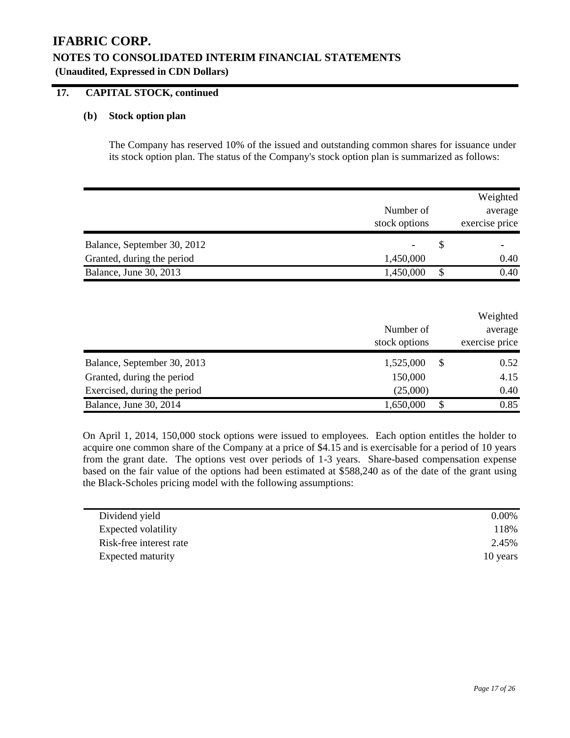# IFABRIC CORP.

## NOTES TO CONSOLIDATED INTERIM FINANCIAL STATEMENTS

**(Unaudited, Expressed in CDN Dollars)**

### 17. CAPITAL STOCK, continued

#### (b) Stock option plan

The Company has reserved 10% of the issued and outstanding common shares for issuance under its stock option plan. The status of the Company's stock option plan is summarized as follows:

| | Number of stock options | Weighted average exercise price |
|---|---|---|
| Balance, September 30, 2012 | - | $ - |
| Granted, during the period | 1,450,000 | 0.40 |
| Balance, June 30, 2013 | 1,450,000 | $ 0.40 |

| | Number of stock options | Weighted average exercise price |
|---|---|---|
| Balance, September 30, 2013 | 1,525,000 | $ 0.52 |
| Granted, during the period | 150,000 | 4.15 |
| Exercised, during the period | (25,000) | 0.40 |
| Balance, June 30, 2014 | 1,650,000 | $ 0.85 |

On April 1, 2014, 150,000 stock options were issued to employees. Each option entitles the holder to acquire one common share of the Company at a price of $4.15 and is exercisable for a period of 10 years from the grant date. The options vest over periods of 1-3 years. Share-based compensation expense based on the fair value of the options had been estimated at $588,240 as of the date of the grant using the Black-Scholes pricing model with the following assumptions:

| | |
|---|---|
| Dividend yield | 0.00% |
| Expected volatility | 118% |
| Risk-free interest rate | 2.45% |
| Expected maturity | 10 years |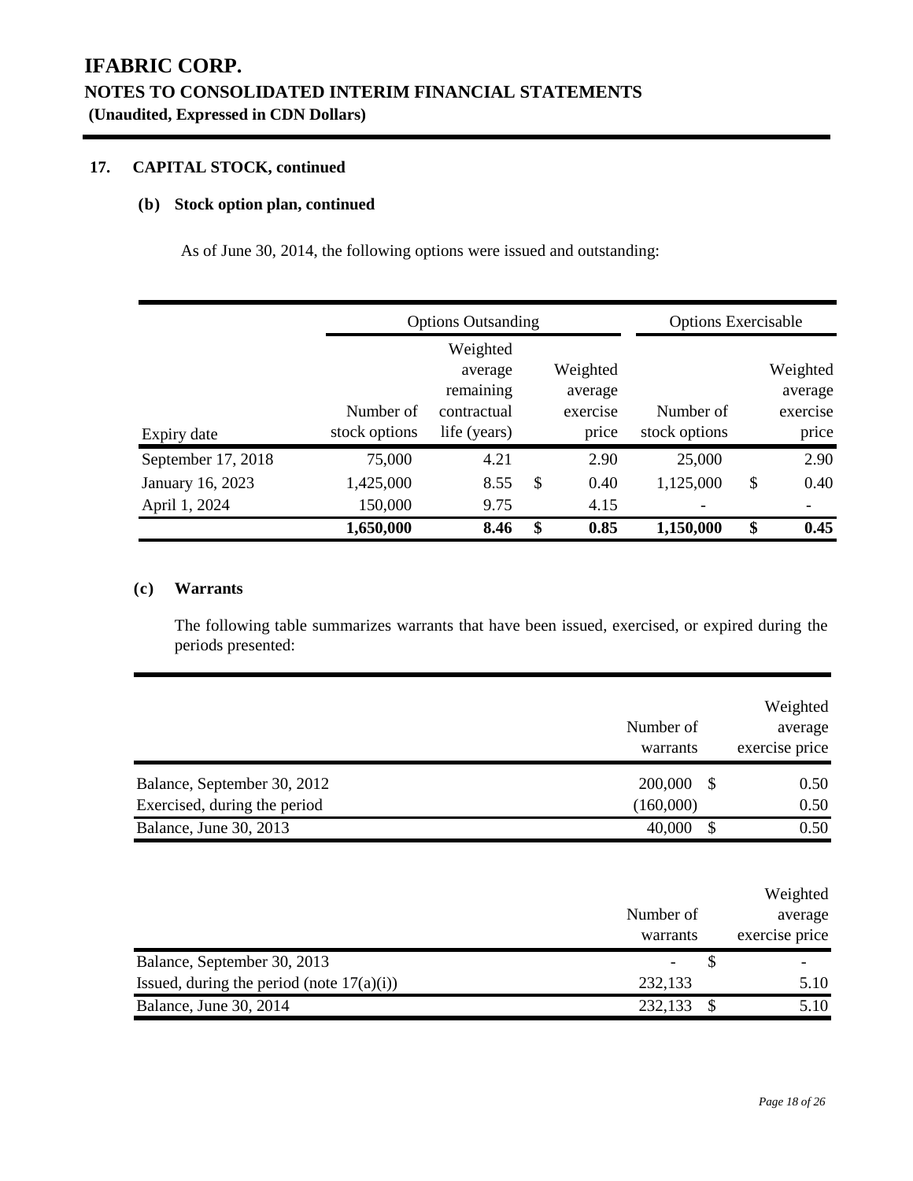**IFABRIC CORP.**
**NOTES TO CONSOLIDATED INTERIM FINANCIAL STATEMENTS**
**(Unaudited, Expressed in CDN Dollars)**

## 17. CAPITAL STOCK, continued

### (b) Stock option plan, continued

As of June 30, 2014, the following options were issued and outstanding:

| | Options Outsanding | | | | Options Exercisable | | |
|---|---|---|---|---|---|---|---|
| Expiry date | Number of stock options | Weighted average remaining contractual life (years) | | Weighted average exercise price | Number of stock options | | Weighted average exercise price |
| September 17, 2018 | 75,000 | 4.21 | | 2.90 | 25,000 | | 2.90 |
| January 16, 2023 | 1,425,000 | 8.55 | $ | 0.40 | 1,125,000 | $ | 0.40 |
| April 1, 2024 | 150,000 | 9.75 | | 4.15 | - | | - |
| | **1,650,000** | **8.46** | **$** | **0.85** | **1,150,000** | **$** | **0.45** |

### (c) Warrants

The following table summarizes warrants that have been issued, exercised, or expired during the periods presented:

| | Number of warrants | | Weighted average exercise price |
|---|---|---|---|
| Balance, September 30, 2012 | 200,000 | $ | 0.50 |
| Exercised, during the period | (160,000) | | 0.50 |
| Balance, June 30, 2013 | 40,000 | $ | 0.50 |

| | Number of warrants | | Weighted average exercise price |
|---|---|---|---|
| Balance, September 30, 2013 | - | $ | - |
| Issued, during the period (note 17(a)(i)) | 232,133 | | 5.10 |
| Balance, June 30, 2014 | 232,133 | $ | 5.10 |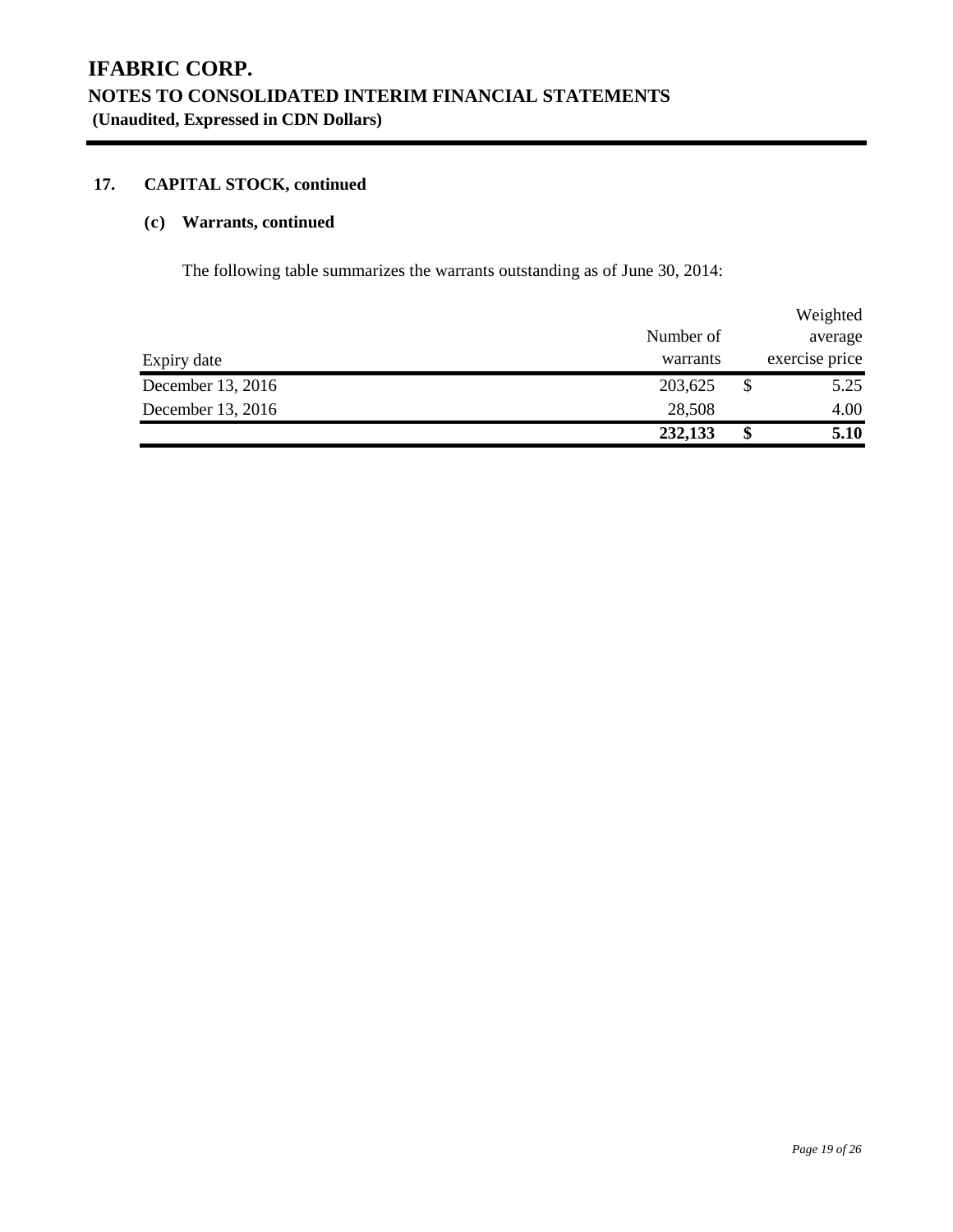# IFABRIC CORP.

## NOTES TO CONSOLIDATED INTERIM FINANCIAL STATEMENTS

**(Unaudited, Expressed in CDN Dollars)**

### 17. CAPITAL STOCK, continued

#### (c) Warrants, continued

The following table summarizes the warrants outstanding as of June 30, 2014:

| Expiry date | Number of warrants | | Weighted average exercise price |
|---|---|---|---|
| December 13, 2016 | 203,625 | $ | 5.25 |
| December 13, 2016 | 28,508 | | 4.00 |
| | **232,133** | **$** | **5.10** |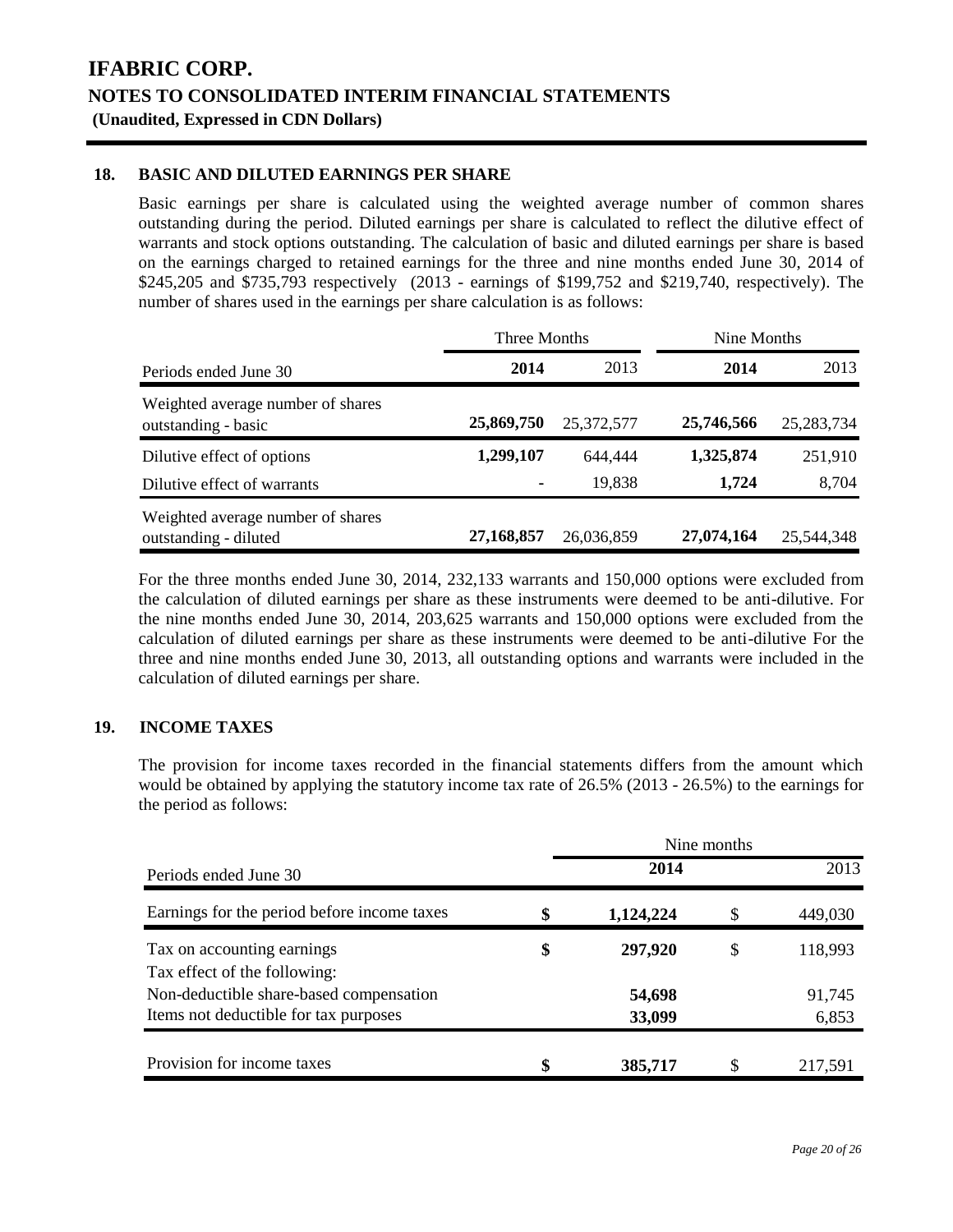# IFABRIC CORP.

## NOTES TO CONSOLIDATED INTERIM FINANCIAL STATEMENTS

**(Unaudited, Expressed in CDN Dollars)**

### 18. BASIC AND DILUTED EARNINGS PER SHARE

Basic earnings per share is calculated using the weighted average number of common shares outstanding during the period. Diluted earnings per share is calculated to reflect the dilutive effect of warrants and stock options outstanding. The calculation of basic and diluted earnings per share is based on the earnings charged to retained earnings for the three and nine months ended June 30, 2014 of $245,205 and $735,793 respectively (2013 - earnings of $199,752 and $219,740, respectively). The number of shares used in the earnings per share calculation is as follows:

| | Three Months | | Nine Months | |
|---|---|---|---|---|
| Periods ended June 30 | **2014** | 2013 | **2014** | 2013 |
| Weighted average number of shares outstanding - basic | **25,869,750** | 25,372,577 | **25,746,566** | 25,283,734 |
| Dilutive effect of options | **1,299,107** | 644,444 | **1,325,874** | 251,910 |
| Dilutive effect of warrants | - | 19,838 | **1,724** | 8,704 |
| Weighted average number of shares outstanding - diluted | **27,168,857** | 26,036,859 | **27,074,164** | 25,544,348 |

For the three months ended June 30, 2014, 232,133 warrants and 150,000 options were excluded from the calculation of diluted earnings per share as these instruments were deemed to be anti-dilutive. For the nine months ended June 30, 2014, 203,625 warrants and 150,000 options were excluded from the calculation of diluted earnings per share as these instruments were deemed to be anti-dilutive For the three and nine months ended June 30, 2013, all outstanding options and warrants were included in the calculation of diluted earnings per share.

### 19. INCOME TAXES

The provision for income taxes recorded in the financial statements differs from the amount which would be obtained by applying the statutory income tax rate of 26.5% (2013 - 26.5%) to the earnings for the period as follows:

| | Nine months | |
|---|---|---|
| Periods ended June 30 | **2014** | 2013 |
| Earnings for the period before income taxes | **$ 1,124,224** | $ 449,030 |
| Tax on accounting earnings | **$ 297,920** | $ 118,993 |
| Tax effect of the following: | | |
| Non-deductible share-based compensation | **54,698** | 91,745 |
| Items not deductible for tax purposes | **33,099** | 6,853 |
| Provision for income taxes | **$ 385,717** | $ 217,591 |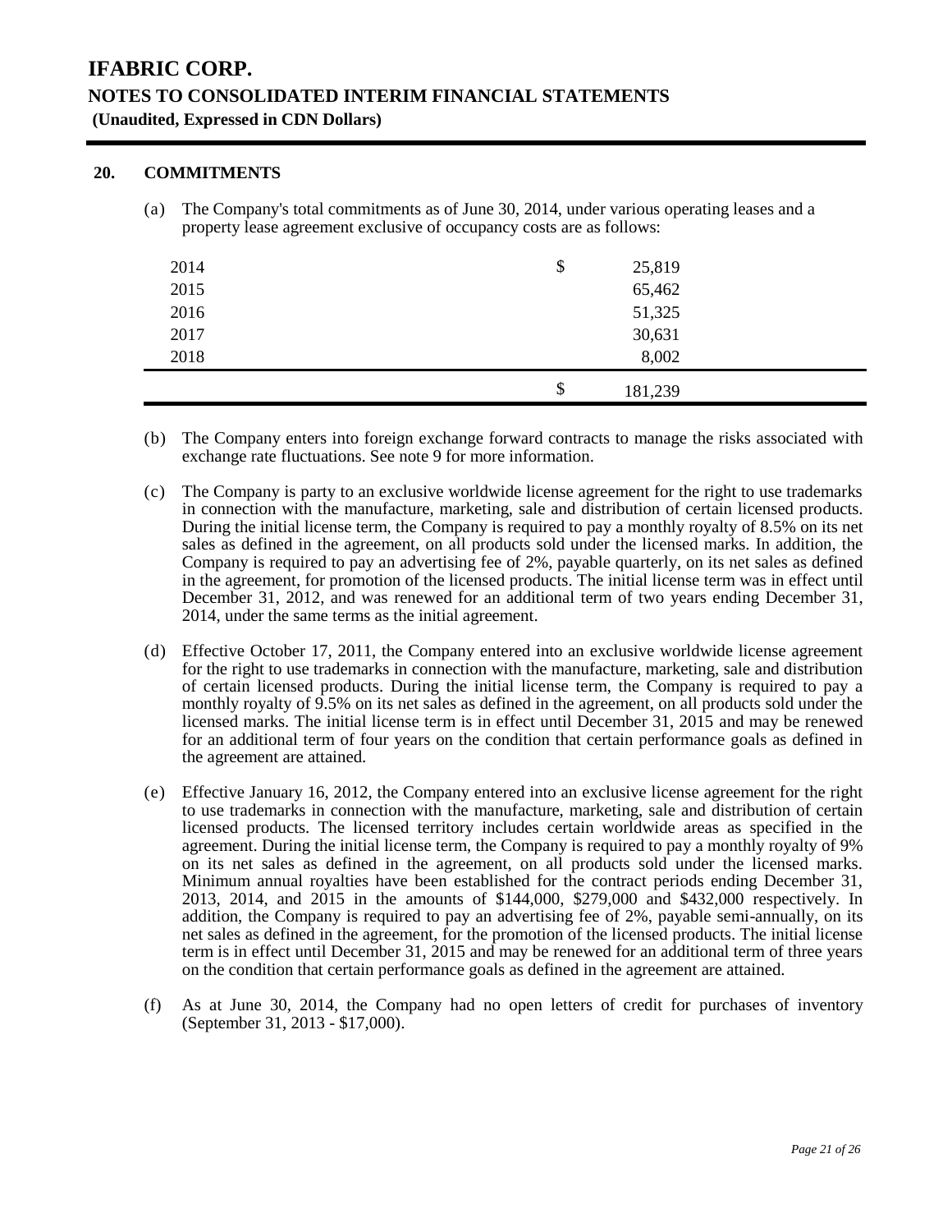# IFABRIC CORP.

## NOTES TO CONSOLIDATED INTERIM FINANCIAL STATEMENTS

**(Unaudited, Expressed in CDN Dollars)**

### 20. COMMITMENTS

(a) The Company's total commitments as of June 30, 2014, under various operating leases and a property lease agreement exclusive of occupancy costs are as follows:

| | | |
|---|---|---|
| 2014 | $ | 25,819 |
| 2015 | | 65,462 |
| 2016 | | 51,325 |
| 2017 | | 30,631 |
| 2018 | | 8,002 |
| | $ | 181,239 |

(b) The Company enters into foreign exchange forward contracts to manage the risks associated with exchange rate fluctuations. See note 9 for more information.

(c) The Company is party to an exclusive worldwide license agreement for the right to use trademarks in connection with the manufacture, marketing, sale and distribution of certain licensed products. During the initial license term, the Company is required to pay a monthly royalty of 8.5% on its net sales as defined in the agreement, on all products sold under the licensed marks. In addition, the Company is required to pay an advertising fee of 2%, payable quarterly, on its net sales as defined in the agreement, for promotion of the licensed products. The initial license term was in effect until December 31, 2012, and was renewed for an additional term of two years ending December 31, 2014, under the same terms as the initial agreement.

(d) Effective October 17, 2011, the Company entered into an exclusive worldwide license agreement for the right to use trademarks in connection with the manufacture, marketing, sale and distribution of certain licensed products. During the initial license term, the Company is required to pay a monthly royalty of 9.5% on its net sales as defined in the agreement, on all products sold under the licensed marks. The initial license term is in effect until December 31, 2015 and may be renewed for an additional term of four years on the condition that certain performance goals as defined in the agreement are attained.

(e) Effective January 16, 2012, the Company entered into an exclusive license agreement for the right to use trademarks in connection with the manufacture, marketing, sale and distribution of certain licensed products. The licensed territory includes certain worldwide areas as specified in the agreement. During the initial license term, the Company is required to pay a monthly royalty of 9% on its net sales as defined in the agreement, on all products sold under the licensed marks. Minimum annual royalties have been established for the contract periods ending December 31, 2013, 2014, and 2015 in the amounts of $144,000, $279,000 and $432,000 respectively. In addition, the Company is required to pay an advertising fee of 2%, payable semi-annually, on its net sales as defined in the agreement, for the promotion of the licensed products. The initial license term is in effect until December 31, 2015 and may be renewed for an additional term of three years on the condition that certain performance goals as defined in the agreement are attained.

(f) As at June 30, 2014, the Company had no open letters of credit for purchases of inventory (September 31, 2013 - $17,000).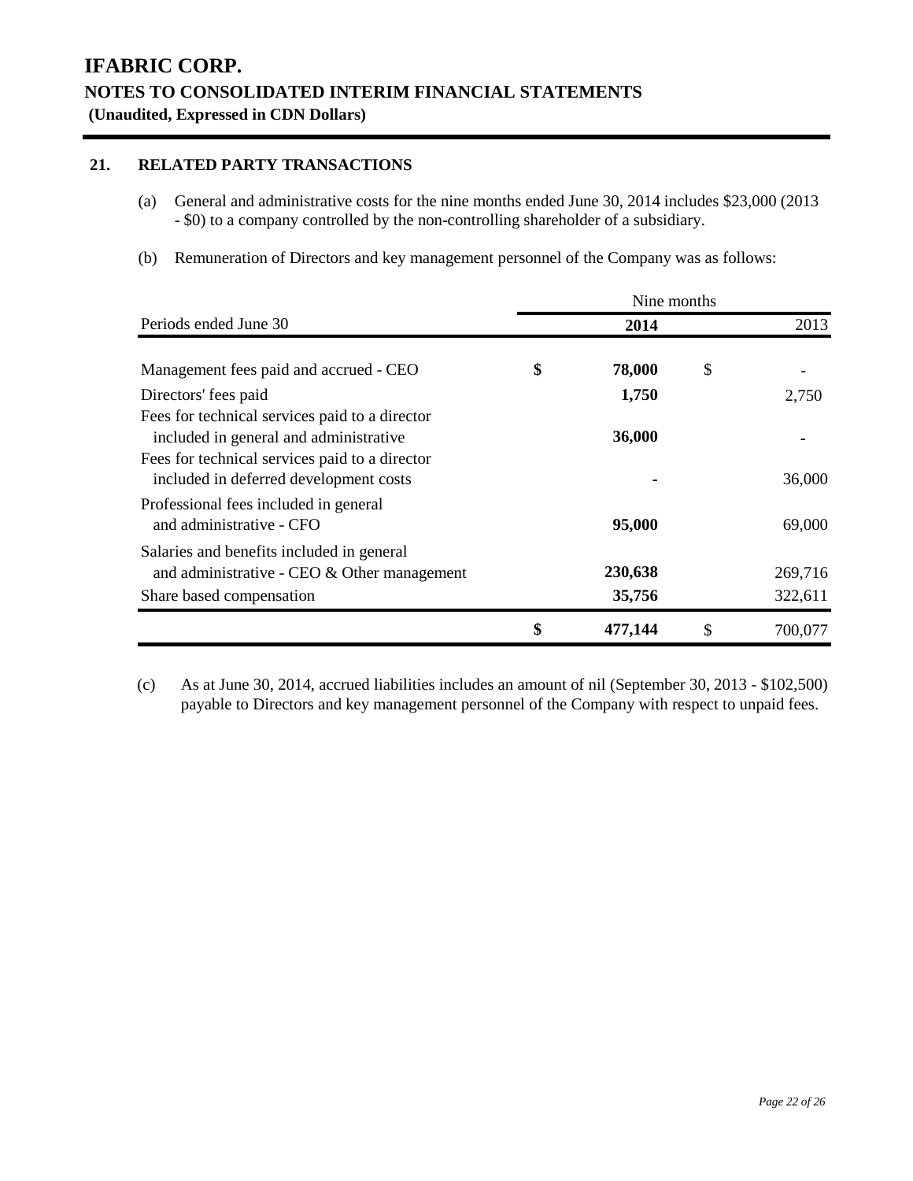# IFABRIC CORP.

## NOTES TO CONSOLIDATED INTERIM FINANCIAL STATEMENTS

**(Unaudited, Expressed in CDN Dollars)**

### 21. RELATED PARTY TRANSACTIONS

(a) General and administrative costs for the nine months ended June 30, 2014 includes $23,000 (2013 - $0) to a company controlled by the non-controlling shareholder of a subsidiary.

(b) Remuneration of Directors and key management personnel of the Company was as follows:

| | Nine months | |
|---|---|---|
| Periods ended June 30 | **2014** | 2013 |
| Management fees paid and accrued - CEO | **$ 78,000** | $ - |
| Directors' fees paid | **1,750** | 2,750 |
| Fees for technical services paid to a director included in general and administrative | **36,000** | - |
| Fees for technical services paid to a director included in deferred development costs | **-** | 36,000 |
| Professional fees included in general and administrative - CFO | **95,000** | 69,000 |
| Salaries and benefits included in general and administrative - CEO & Other management | **230,638** | 269,716 |
| Share based compensation | **35,756** | 322,611 |
| | **$ 477,144** | $ 700,077 |

(c) As at June 30, 2014, accrued liabilities includes an amount of nil (September 30, 2013 - $102,500) payable to Directors and key management personnel of the Company with respect to unpaid fees.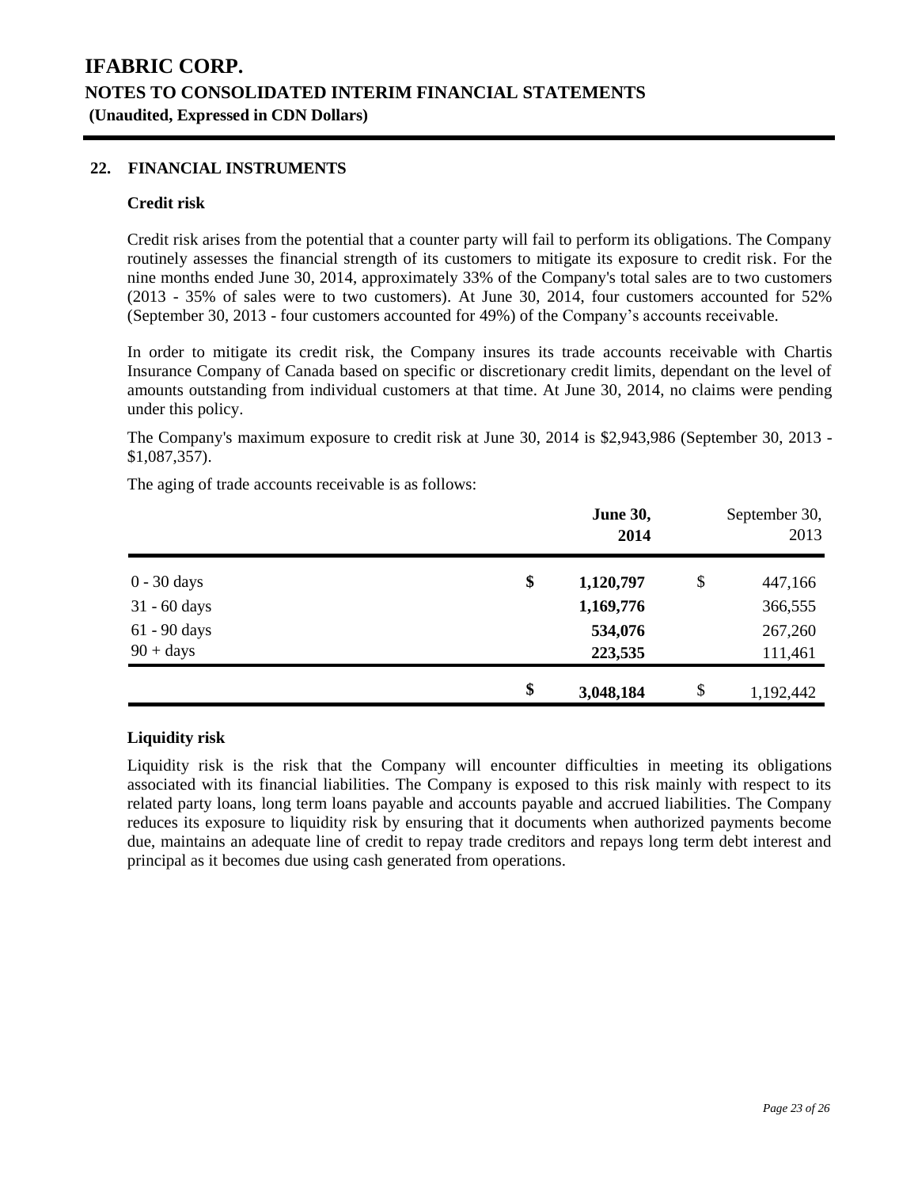# IFABRIC CORP.

## NOTES TO CONSOLIDATED INTERIM FINANCIAL STATEMENTS

**(Unaudited, Expressed in CDN Dollars)**

## 22. FINANCIAL INSTRUMENTS

### Credit risk

Credit risk arises from the potential that a counter party will fail to perform its obligations. The Company routinely assesses the financial strength of its customers to mitigate its exposure to credit risk. For the nine months ended June 30, 2014, approximately 33% of the Company's total sales are to two customers (2013 - 35% of sales were to two customers). At June 30, 2014, four customers accounted for 52% (September 30, 2013 - four customers accounted for 49%) of the Company's accounts receivable.

In order to mitigate its credit risk, the Company insures its trade accounts receivable with Chartis Insurance Company of Canada based on specific or discretionary credit limits, dependant on the level of amounts outstanding from individual customers at that time. At June 30, 2014, no claims were pending under this policy.

The Company's maximum exposure to credit risk at June 30, 2014 is $2,943,986 (September 30, 2013 - $1,087,357).

The aging of trade accounts receivable is as follows:

| | **June 30, 2014** | September 30, 2013 |
|---|---|---|
| 0 - 30 days | **$ 1,120,797** | $ 447,166 |
| 31 - 60 days | **1,169,776** | 366,555 |
| 61 - 90 days | **534,076** | 267,260 |
| 90 + days | **223,535** | 111,461 |
| | **$ 3,048,184** | $ 1,192,442 |

### Liquidity risk

Liquidity risk is the risk that the Company will encounter difficulties in meeting its obligations associated with its financial liabilities. The Company is exposed to this risk mainly with respect to its related party loans, long term loans payable and accounts payable and accrued liabilities. The Company reduces its exposure to liquidity risk by ensuring that it documents when authorized payments become due, maintains an adequate line of credit to repay trade creditors and repays long term debt interest and principal as it becomes due using cash generated from operations.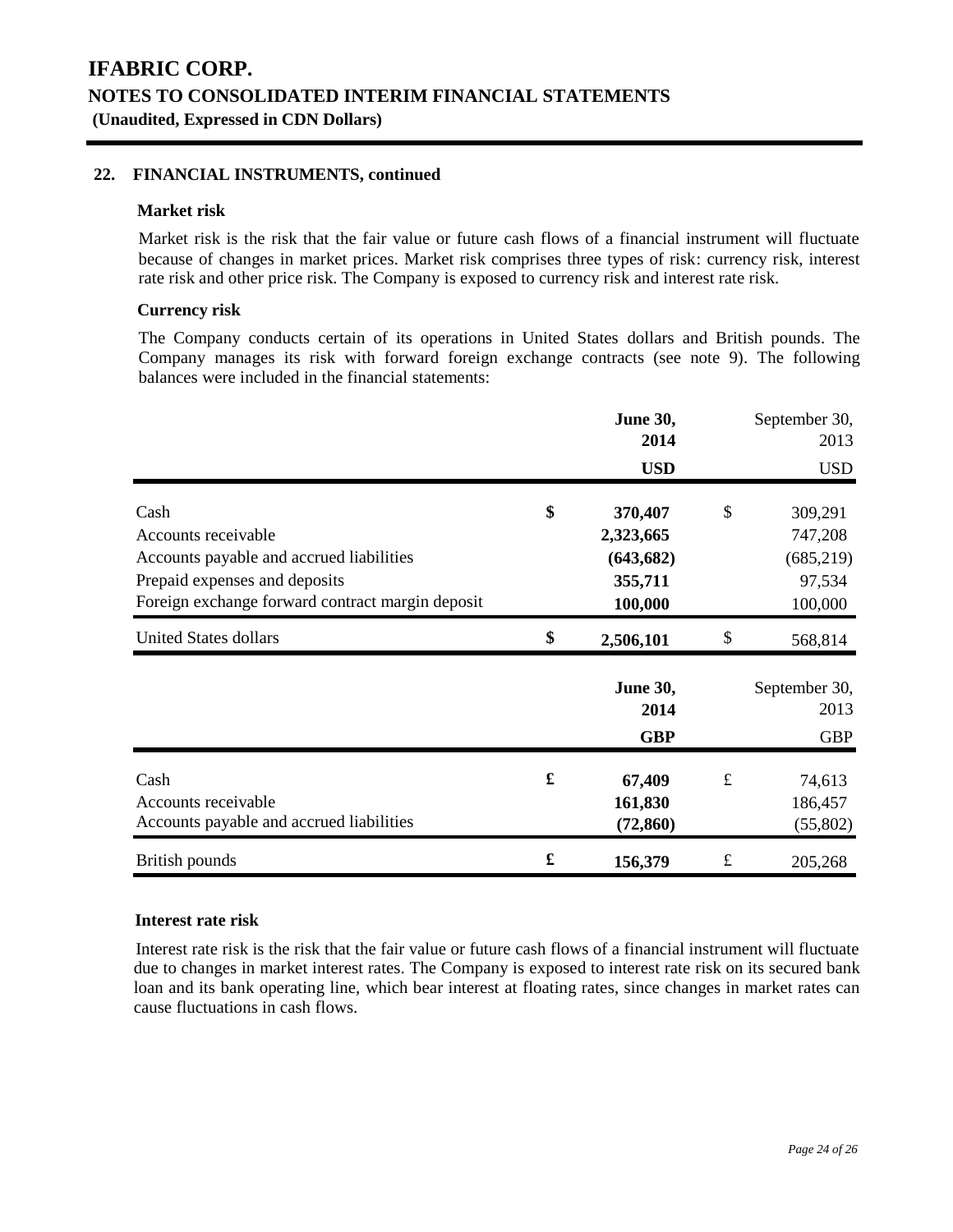**22. FINANCIAL INSTRUMENTS, continued**

**Market risk**

Market risk is the risk that the fair value or future cash flows of a financial instrument will fluctuate because of changes in market prices. Market risk comprises three types of risk: currency risk, interest rate risk and other price risk. The Company is exposed to currency risk and interest rate risk.

**Currency risk**

The Company conducts certain of its operations in United States dollars and British pounds. The Company manages its risk with forward foreign exchange contracts (see note 9). The following balances were included in the financial statements:

| | | **June 30, 2014** | | September 30, 2013 |
|---|---|---|---|---|
| | | **USD** | | USD |
| Cash | **$** | **370,407** | $ | 309,291 |
| Accounts receivable | | **2,323,665** | | 747,208 |
| Accounts payable and accrued liabilities | | **(643,682)** | | (685,219) |
| Prepaid expenses and deposits | | **355,711** | | 97,534 |
| Foreign exchange forward contract margin deposit | | **100,000** | | 100,000 |
| United States dollars | **$** | **2,506,101** | $ | 568,814 |

| | | **June 30, 2014** | | September 30, 2013 |
|---|---|---|---|---|
| | | **GBP** | | GBP |
| Cash | **£** | **67,409** | £ | 74,613 |
| Accounts receivable | | **161,830** | | 186,457 |
| Accounts payable and accrued liabilities | | **(72,860)** | | (55,802) |
| British pounds | **£** | **156,379** | £ | 205,268 |

**Interest rate risk**

Interest rate risk is the risk that the fair value or future cash flows of a financial instrument will fluctuate due to changes in market interest rates. The Company is exposed to interest rate risk on its secured bank loan and its bank operating line, which bear interest at floating rates, since changes in market rates can cause fluctuations in cash flows.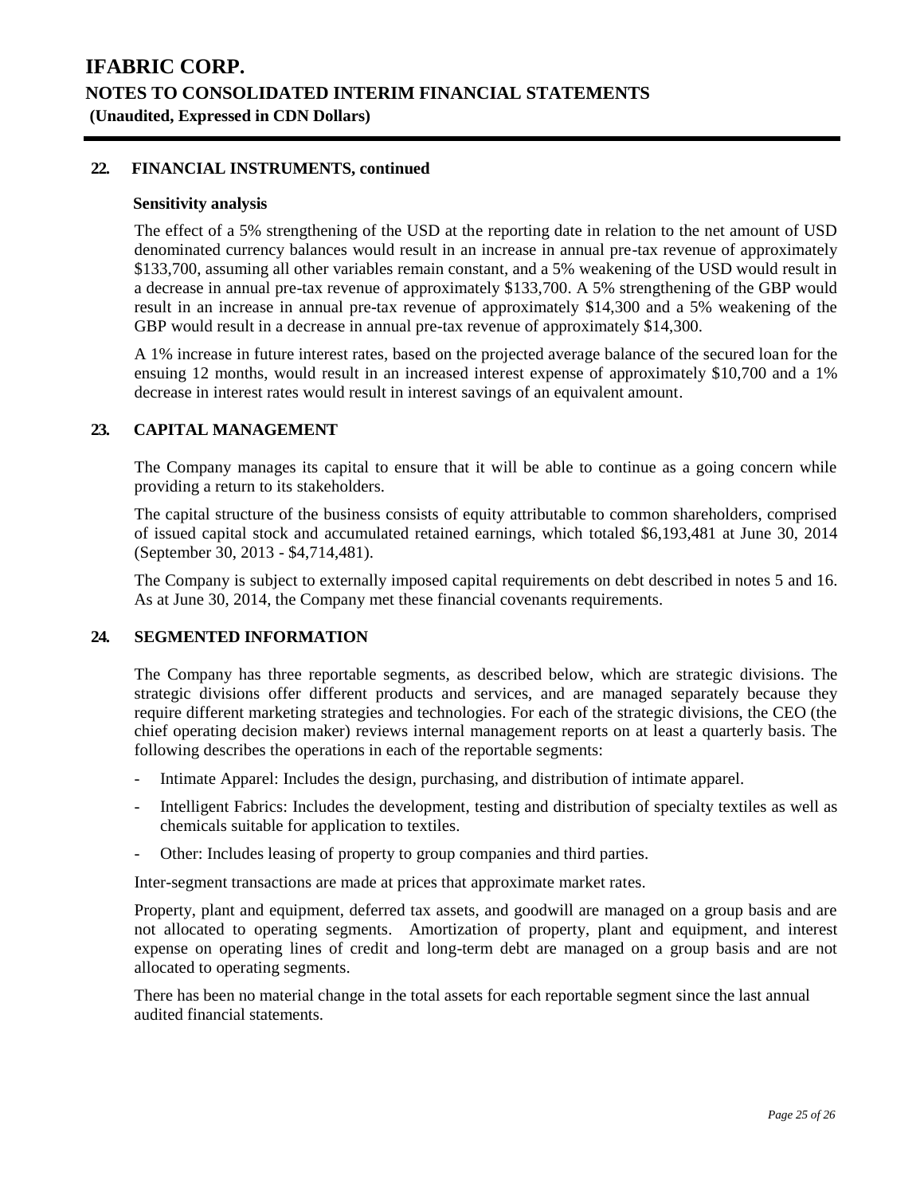## 22. FINANCIAL INSTRUMENTS, continued

### Sensitivity analysis

The effect of a 5% strengthening of the USD at the reporting date in relation to the net amount of USD denominated currency balances would result in an increase in annual pre-tax revenue of approximately $133,700, assuming all other variables remain constant, and a 5% weakening of the USD would result in a decrease in annual pre-tax revenue of approximately $133,700. A 5% strengthening of the GBP would result in an increase in annual pre-tax revenue of approximately $14,300 and a 5% weakening of the GBP would result in a decrease in annual pre-tax revenue of approximately $14,300.

A 1% increase in future interest rates, based on the projected average balance of the secured loan for the ensuing 12 months, would result in an increased interest expense of approximately $10,700 and a 1% decrease in interest rates would result in interest savings of an equivalent amount.

## 23. CAPITAL MANAGEMENT

The Company manages its capital to ensure that it will be able to continue as a going concern while providing a return to its stakeholders.

The capital structure of the business consists of equity attributable to common shareholders, comprised of issued capital stock and accumulated retained earnings, which totaled $6,193,481 at June 30, 2014 (September 30, 2013 - $4,714,481).

The Company is subject to externally imposed capital requirements on debt described in notes 5 and 16. As at June 30, 2014, the Company met these financial covenants requirements.

## 24. SEGMENTED INFORMATION

The Company has three reportable segments, as described below, which are strategic divisions. The strategic divisions offer different products and services, and are managed separately because they require different marketing strategies and technologies. For each of the strategic divisions, the CEO (the chief operating decision maker) reviews internal management reports on at least a quarterly basis. The following describes the operations in each of the reportable segments:

- Intimate Apparel: Includes the design, purchasing, and distribution of intimate apparel.
- Intelligent Fabrics: Includes the development, testing and distribution of specialty textiles as well as chemicals suitable for application to textiles.
- Other: Includes leasing of property to group companies and third parties.

Inter-segment transactions are made at prices that approximate market rates.

Property, plant and equipment, deferred tax assets, and goodwill are managed on a group basis and are not allocated to operating segments. Amortization of property, plant and equipment, and interest expense on operating lines of credit and long-term debt are managed on a group basis and are not allocated to operating segments.

There has been no material change in the total assets for each reportable segment since the last annual audited financial statements.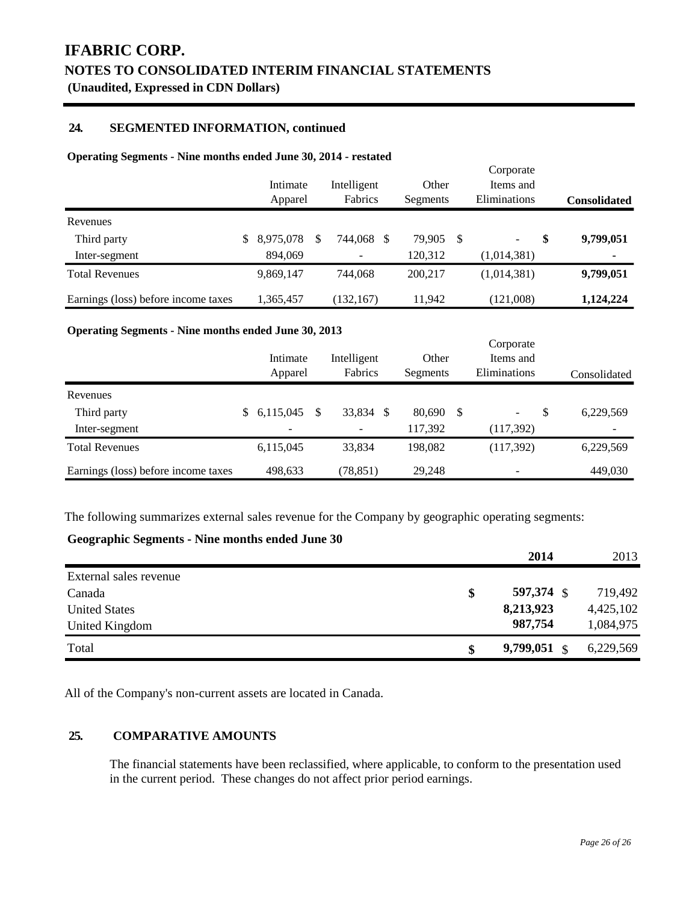# IFABRIC CORP.

## NOTES TO CONSOLIDATED INTERIM FINANCIAL STATEMENTS

**(Unaudited, Expressed in CDN Dollars)**

### 24. SEGMENTED INFORMATION, continued

**Operating Segments - Nine months ended June 30, 2014 - restated**

| | Intimate Apparel | Intelligent Fabrics | Other Segments | Corporate Items and Eliminations | **Consolidated** |
|---|---|---|---|---|---|
| Revenues | | | | | |
| Third party | $ 8,975,078 | $ 744,068 | $ 79,905 | $ - | **$ 9,799,051** |
| Inter-segment | 894,069 | - | 120,312 | (1,014,381) | - |
| Total Revenues | 9,869,147 | 744,068 | 200,217 | (1,014,381) | **9,799,051** |
| Earnings (loss) before income taxes | 1,365,457 | (132,167) | 11,942 | (121,008) | **1,124,224** |

**Operating Segments - Nine months ended June 30, 2013**

| | Intimate Apparel | Intelligent Fabrics | Other Segments | Corporate Items and Eliminations | Consolidated |
|---|---|---|---|---|---|
| Revenues | | | | | |
| Third party | $ 6,115,045 | $ 33,834 | $ 80,690 | $ - | $ 6,229,569 |
| Inter-segment | - | - | 117,392 | (117,392) | - |
| Total Revenues | 6,115,045 | 33,834 | 198,082 | (117,392) | 6,229,569 |
| Earnings (loss) before income taxes | 498,633 | (78,851) | 29,248 | - | 449,030 |

The following summarizes external sales revenue for the Company by geographic operating segments:

**Geographic Segments - Nine months ended June 30**

| | **2014** | 2013 |
|---|---|---|
| External sales revenue | | |
| Canada | **$ 597,374** | $ 719,492 |
| United States | **8,213,923** | 4,425,102 |
| United Kingdom | **987,754** | 1,084,975 |
| Total | **$ 9,799,051** | $ 6,229,569 |

All of the Company's non-current assets are located in Canada.

### 25. COMPARATIVE AMOUNTS

The financial statements have been reclassified, where applicable, to conform to the presentation used in the current period. These changes do not affect prior period earnings.